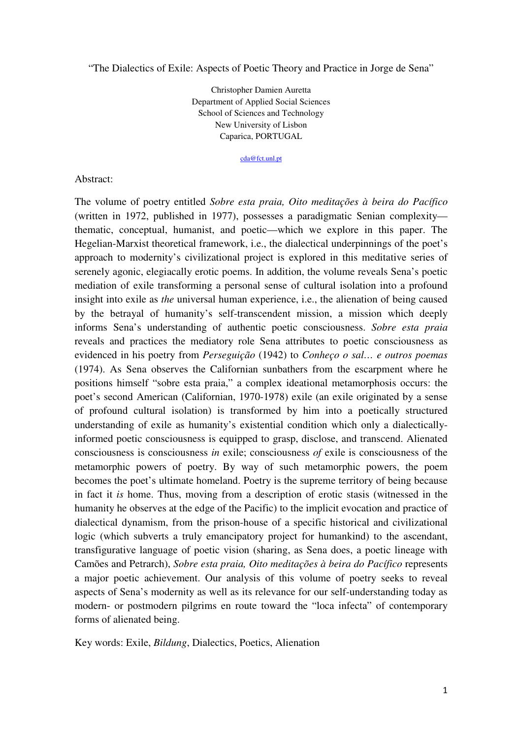# "The Dialectics of Exile: Aspects of Poetic Theory and Practice in Jorge de Sena"

Christopher Damien Auretta
Department of Applied Social Sciences
School of Sciences and Technology
New University of Lisbon
Caparica, PORTUGAL

cda@fct.unl.pt

Abstract:

The volume of poetry entitled *Sobre esta praia, Oito meditações à beira do Pacífico* (written in 1972, published in 1977), possesses a paradigmatic Senian complexity—thematic, conceptual, humanist, and poetic—which we explore in this paper. The Hegelian-Marxist theoretical framework, i.e., the dialectical underpinnings of the poet's approach to modernity's civilizational project is explored in this meditative series of serenely agonic, elegiacally erotic poems. In addition, the volume reveals Sena's poetic mediation of exile transforming a personal sense of cultural isolation into a profound insight into exile as *the* universal human experience, i.e., the alienation of being caused by the betrayal of humanity's self-transcendent mission, a mission which deeply informs Sena's understanding of authentic poetic consciousness. *Sobre esta praia* reveals and practices the mediatory role Sena attributes to poetic consciousness as evidenced in his poetry from *Perseguição* (1942) to *Conheço o sal… e outros poemas* (1974). As Sena observes the Californian sunbathers from the escarpment where he positions himself "sobre esta praia," a complex ideational metamorphosis occurs: the poet's second American (Californian, 1970-1978) exile (an exile originated by a sense of profound cultural isolation) is transformed by him into a poetically structured understanding of exile as humanity's existential condition which only a dialectically-informed poetic consciousness is equipped to grasp, disclose, and transcend. Alienated consciousness is consciousness *in* exile; consciousness *of* exile is consciousness of the metamorphic powers of poetry. By way of such metamorphic powers, the poem becomes the poet's ultimate homeland. Poetry is the supreme territory of being because in fact it *is* home. Thus, moving from a description of erotic stasis (witnessed in the humanity he observes at the edge of the Pacific) to the implicit evocation and practice of dialectical dynamism, from the prison-house of a specific historical and civilizational logic (which subverts a truly emancipatory project for humankind) to the ascendant, transfigurative language of poetic vision (sharing, as Sena does, a poetic lineage with Camões and Petrarch), *Sobre esta praia, Oito meditações à beira do Pacífico* represents a major poetic achievement. Our analysis of this volume of poetry seeks to reveal aspects of Sena's modernity as well as its relevance for our self-understanding today as modern- or postmodern pilgrims en route toward the "loca infecta" of contemporary forms of alienated being.

Key words: Exile, *Bildung*, Dialectics, Poetics, Alienation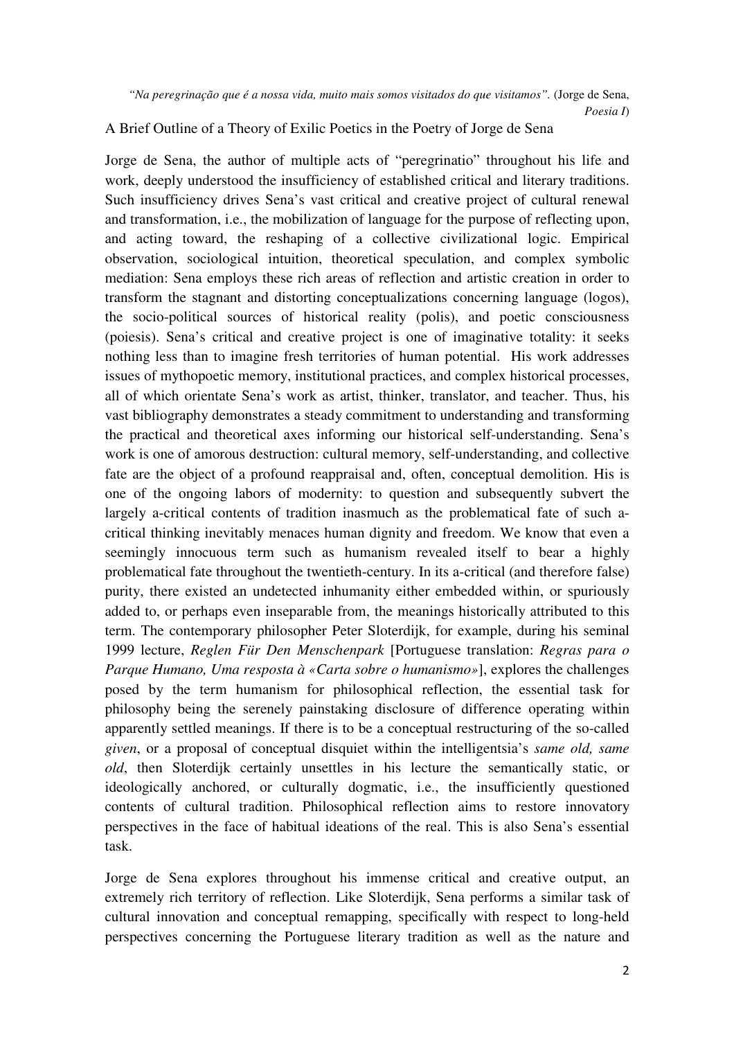*"Na peregrinação que é a nossa vida, muito mais somos visitados do que visitamos".* (Jorge de Sena, *Poesia I*)

A Brief Outline of a Theory of Exilic Poetics in the Poetry of Jorge de Sena

Jorge de Sena, the author of multiple acts of "peregrinatio" throughout his life and work, deeply understood the insufficiency of established critical and literary traditions. Such insufficiency drives Sena's vast critical and creative project of cultural renewal and transformation, i.e., the mobilization of language for the purpose of reflecting upon, and acting toward, the reshaping of a collective civilizational logic. Empirical observation, sociological intuition, theoretical speculation, and complex symbolic mediation: Sena employs these rich areas of reflection and artistic creation in order to transform the stagnant and distorting conceptualizations concerning language (logos), the socio-political sources of historical reality (polis), and poetic consciousness (poiesis). Sena's critical and creative project is one of imaginative totality: it seeks nothing less than to imagine fresh territories of human potential. His work addresses issues of mythopoetic memory, institutional practices, and complex historical processes, all of which orientate Sena's work as artist, thinker, translator, and teacher. Thus, his vast bibliography demonstrates a steady commitment to understanding and transforming the practical and theoretical axes informing our historical self-understanding. Sena's work is one of amorous destruction: cultural memory, self-understanding, and collective fate are the object of a profound reappraisal and, often, conceptual demolition. His is one of the ongoing labors of modernity: to question and subsequently subvert the largely a-critical contents of tradition inasmuch as the problematical fate of such a-critical thinking inevitably menaces human dignity and freedom. We know that even a seemingly innocuous term such as humanism revealed itself to bear a highly problematical fate throughout the twentieth-century. In its a-critical (and therefore false) purity, there existed an undetected inhumanity either embedded within, or spuriously added to, or perhaps even inseparable from, the meanings historically attributed to this term. The contemporary philosopher Peter Sloterdijk, for example, during his seminal 1999 lecture, *Reglen Für Den Menschenpark* [Portuguese translation: *Regras para o Parque Humano, Uma resposta à «Carta sobre o humanismo»*], explores the challenges posed by the term humanism for philosophical reflection, the essential task for philosophy being the serenely painstaking disclosure of difference operating within apparently settled meanings. If there is to be a conceptual restructuring of the so-called *given*, or a proposal of conceptual disquiet within the intelligentsia's *same old, same old*, then Sloterdijk certainly unsettles in his lecture the semantically static, or ideologically anchored, or culturally dogmatic, i.e., the insufficiently questioned contents of cultural tradition. Philosophical reflection aims to restore innovatory perspectives in the face of habitual ideations of the real. This is also Sena's essential task.

Jorge de Sena explores throughout his immense critical and creative output, an extremely rich territory of reflection. Like Sloterdijk, Sena performs a similar task of cultural innovation and conceptual remapping, specifically with respect to long-held perspectives concerning the Portuguese literary tradition as well as the nature and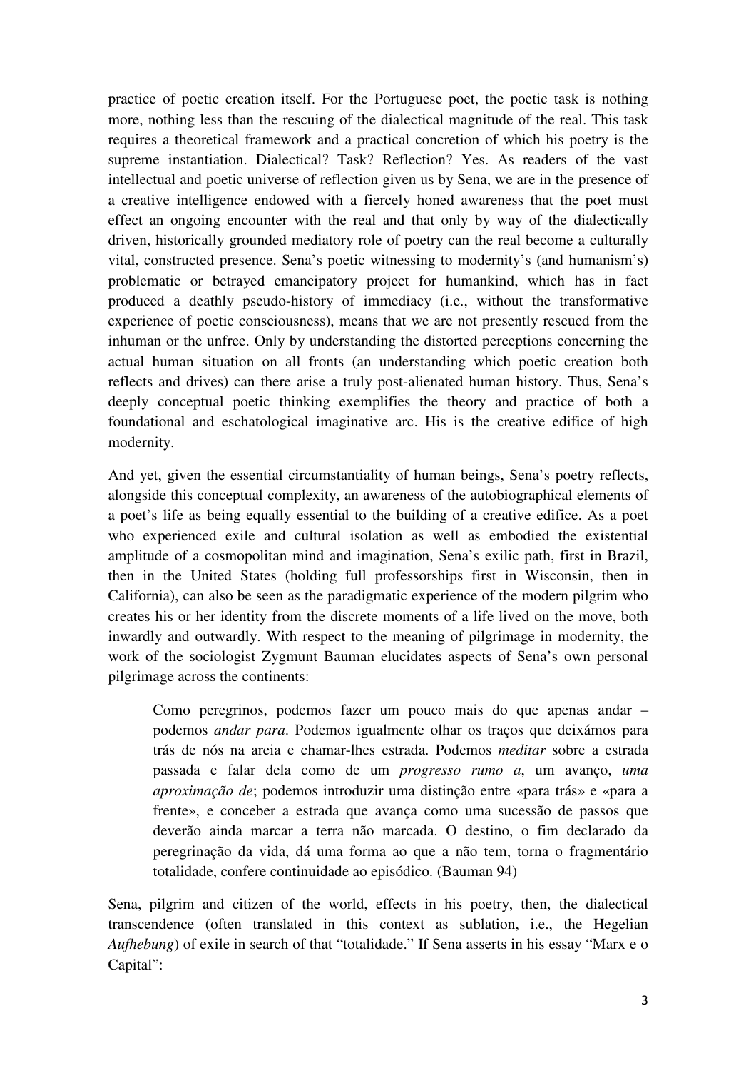practice of poetic creation itself. For the Portuguese poet, the poetic task is nothing more, nothing less than the rescuing of the dialectical magnitude of the real. This task requires a theoretical framework and a practical concretion of which his poetry is the supreme instantiation. Dialectical? Task? Reflection? Yes. As readers of the vast intellectual and poetic universe of reflection given us by Sena, we are in the presence of a creative intelligence endowed with a fiercely honed awareness that the poet must effect an ongoing encounter with the real and that only by way of the dialectically driven, historically grounded mediatory role of poetry can the real become a culturally vital, constructed presence. Sena's poetic witnessing to modernity's (and humanism's) problematic or betrayed emancipatory project for humankind, which has in fact produced a deathly pseudo-history of immediacy (i.e., without the transformative experience of poetic consciousness), means that we are not presently rescued from the inhuman or the unfree. Only by understanding the distorted perceptions concerning the actual human situation on all fronts (an understanding which poetic creation both reflects and drives) can there arise a truly post-alienated human history. Thus, Sena's deeply conceptual poetic thinking exemplifies the theory and practice of both a foundational and eschatological imaginative arc. His is the creative edifice of high modernity.

And yet, given the essential circumstantiality of human beings, Sena's poetry reflects, alongside this conceptual complexity, an awareness of the autobiographical elements of a poet's life as being equally essential to the building of a creative edifice. As a poet who experienced exile and cultural isolation as well as embodied the existential amplitude of a cosmopolitan mind and imagination, Sena's exilic path, first in Brazil, then in the United States (holding full professorships first in Wisconsin, then in California), can also be seen as the paradigmatic experience of the modern pilgrim who creates his or her identity from the discrete moments of a life lived on the move, both inwardly and outwardly. With respect to the meaning of pilgrimage in modernity, the work of the sociologist Zygmunt Bauman elucidates aspects of Sena's own personal pilgrimage across the continents:

> Como peregrinos, podemos fazer um pouco mais do que apenas andar – podemos *andar para*. Podemos igualmente olhar os traços que deixámos para trás de nós na areia e chamar-lhes estrada. Podemos *meditar* sobre a estrada passada e falar dela como de um *progresso rumo a*, um avanço, *uma aproximação de*; podemos introduzir uma distinção entre «para trás» e «para a frente», e conceber a estrada que avança como uma sucessão de passos que deverão ainda marcar a terra não marcada. O destino, o fim declarado da peregrinação da vida, dá uma forma ao que a não tem, torna o fragmentário totalidade, confere continuidade ao episódico. (Bauman 94)

Sena, pilgrim and citizen of the world, effects in his poetry, then, the dialectical transcendence (often translated in this context as sublation, i.e., the Hegelian *Aufhebung*) of exile in search of that "totalidade." If Sena asserts in his essay "Marx e o Capital":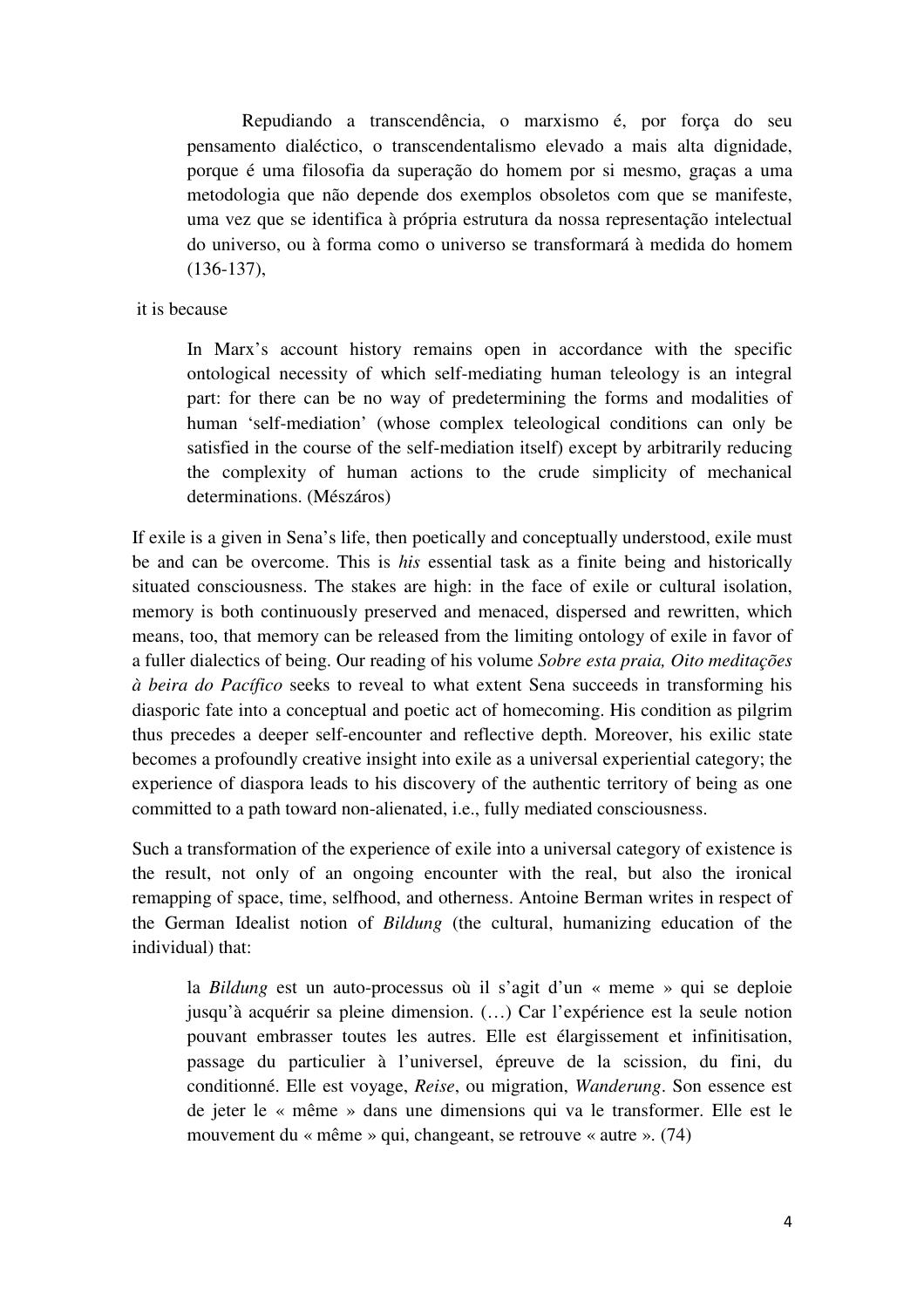> Repudiando a transcendência, o marxismo é, por força do seu pensamento dialéctico, o transcendentalismo elevado a mais alta dignidade, porque é uma filosofia da superação do homem por si mesmo, graças a uma metodologia que não depende dos exemplos obsoletos com que se manifeste, uma vez que se identifica à própria estrutura da nossa representação intelectual do universo, ou à forma como o universo se transformará à medida do homem (136-137),

it is because

> In Marx's account history remains open in accordance with the specific ontological necessity of which self-mediating human teleology is an integral part: for there can be no way of predetermining the forms and modalities of human 'self-mediation' (whose complex teleological conditions can only be satisfied in the course of the self-mediation itself) except by arbitrarily reducing the complexity of human actions to the crude simplicity of mechanical determinations. (Mészáros)

If exile is a given in Sena's life, then poetically and conceptually understood, exile must be and can be overcome. This is *his* essential task as a finite being and historically situated consciousness. The stakes are high: in the face of exile or cultural isolation, memory is both continuously preserved and menaced, dispersed and rewritten, which means, too, that memory can be released from the limiting ontology of exile in favor of a fuller dialectics of being. Our reading of his volume *Sobre esta praia, Oito meditações à beira do Pacífico* seeks to reveal to what extent Sena succeeds in transforming his diasporic fate into a conceptual and poetic act of homecoming. His condition as pilgrim thus precedes a deeper self-encounter and reflective depth. Moreover, his exilic state becomes a profoundly creative insight into exile as a universal experiential category; the experience of diaspora leads to his discovery of the authentic territory of being as one committed to a path toward non-alienated, i.e., fully mediated consciousness.

Such a transformation of the experience of exile into a universal category of existence is the result, not only of an ongoing encounter with the real, but also the ironical remapping of space, time, selfhood, and otherness. Antoine Berman writes in respect of the German Idealist notion of *Bildung* (the cultural, humanizing education of the individual) that:

> la *Bildung* est un auto-processus où il s'agit d'un « meme » qui se deploie jusqu'à acquérir sa pleine dimension. (…) Car l'expérience est la seule notion pouvant embrasser toutes les autres. Elle est élargissement et infinitisation, passage du particulier à l'universel, épreuve de la scission, du fini, du conditionné. Elle est voyage, *Reise*, ou migration, *Wanderung*. Son essence est de jeter le « même » dans une dimensions qui va le transformer. Elle est le mouvement du « même » qui, changeant, se retrouve « autre ». (74)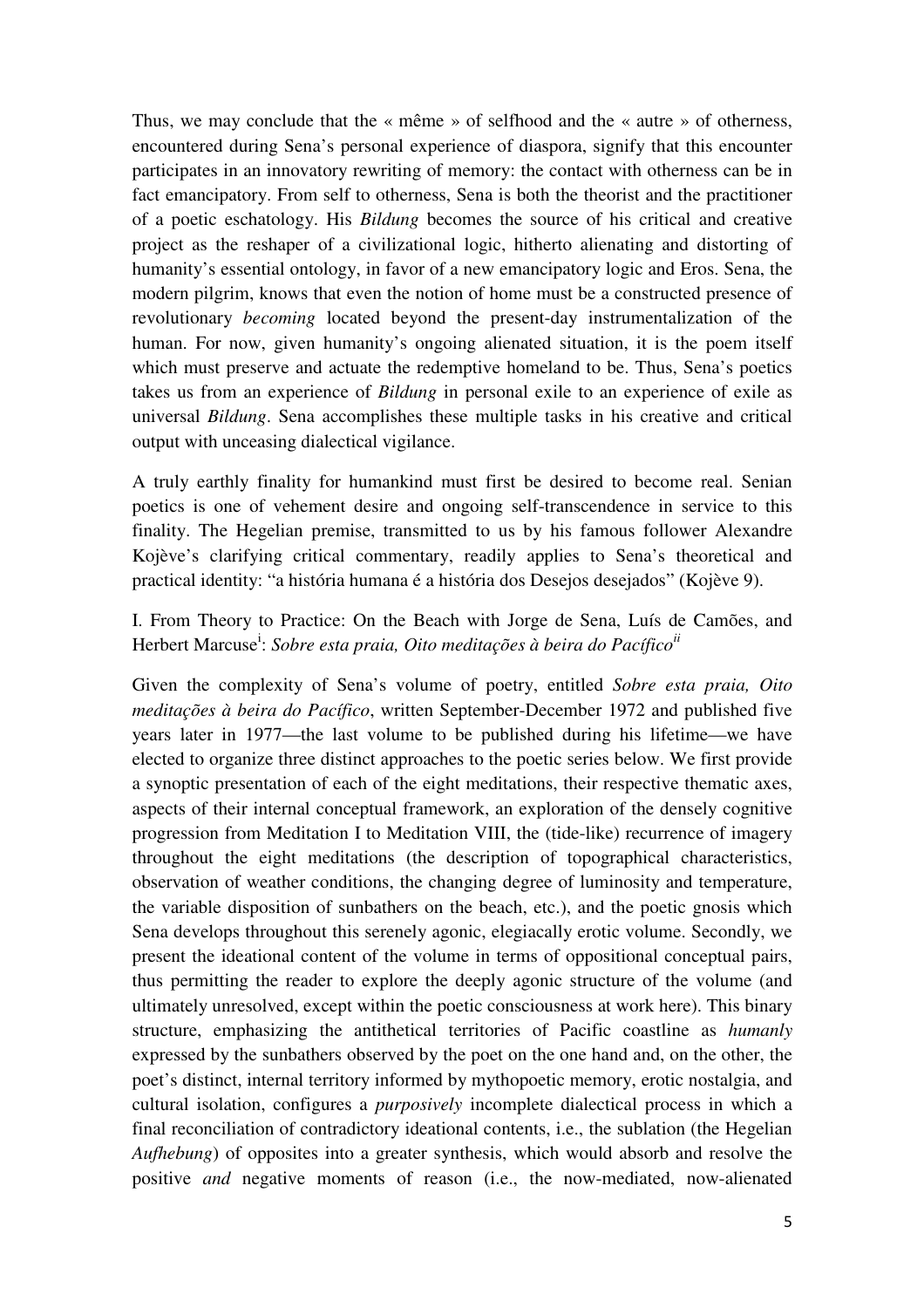Thus, we may conclude that the « même » of selfhood and the « autre » of otherness, encountered during Sena's personal experience of diaspora, signify that this encounter participates in an innovatory rewriting of memory: the contact with otherness can be in fact emancipatory. From self to otherness, Sena is both the theorist and the practitioner of a poetic eschatology. His *Bildung* becomes the source of his critical and creative project as the reshaper of a civilizational logic, hitherto alienating and distorting of humanity's essential ontology, in favor of a new emancipatory logic and Eros. Sena, the modern pilgrim, knows that even the notion of home must be a constructed presence of revolutionary *becoming* located beyond the present-day instrumentalization of the human. For now, given humanity's ongoing alienated situation, it is the poem itself which must preserve and actuate the redemptive homeland to be. Thus, Sena's poetics takes us from an experience of *Bildung* in personal exile to an experience of exile as universal *Bildung*. Sena accomplishes these multiple tasks in his creative and critical output with unceasing dialectical vigilance.

A truly earthly finality for humankind must first be desired to become real. Senian poetics is one of vehement desire and ongoing self-transcendence in service to this finality. The Hegelian premise, transmitted to us by his famous follower Alexandre Kojève's clarifying critical commentary, readily applies to Sena's theoretical and practical identity: "a história humana é a história dos Desejos desejados" (Kojève 9).

## I. From Theory to Practice: On the Beach with Jorge de Sena, Luís de Camões, and Herbert Marcuse[i]: *Sobre esta praia, Oito meditações à beira do Pacífico*[ii]

Given the complexity of Sena's volume of poetry, entitled *Sobre esta praia, Oito meditações à beira do Pacífico*, written September-December 1972 and published five years later in 1977—the last volume to be published during his lifetime—we have elected to organize three distinct approaches to the poetic series below. We first provide a synoptic presentation of each of the eight meditations, their respective thematic axes, aspects of their internal conceptual framework, an exploration of the densely cognitive progression from Meditation I to Meditation VIII, the (tide-like) recurrence of imagery throughout the eight meditations (the description of topographical characteristics, observation of weather conditions, the changing degree of luminosity and temperature, the variable disposition of sunbathers on the beach, etc.), and the poetic gnosis which Sena develops throughout this serenely agonic, elegiacally erotic volume. Secondly, we present the ideational content of the volume in terms of oppositional conceptual pairs, thus permitting the reader to explore the deeply agonic structure of the volume (and ultimately unresolved, except within the poetic consciousness at work here). This binary structure, emphasizing the antithetical territories of Pacific coastline as *humanly* expressed by the sunbathers observed by the poet on the one hand and, on the other, the poet's distinct, internal territory informed by mythopoetic memory, erotic nostalgia, and cultural isolation, configures a *purposively* incomplete dialectical process in which a final reconciliation of contradictory ideational contents, i.e., the sublation (the Hegelian *Aufhebung*) of opposites into a greater synthesis, which would absorb and resolve the positive *and* negative moments of reason (i.e., the now-mediated, now-alienated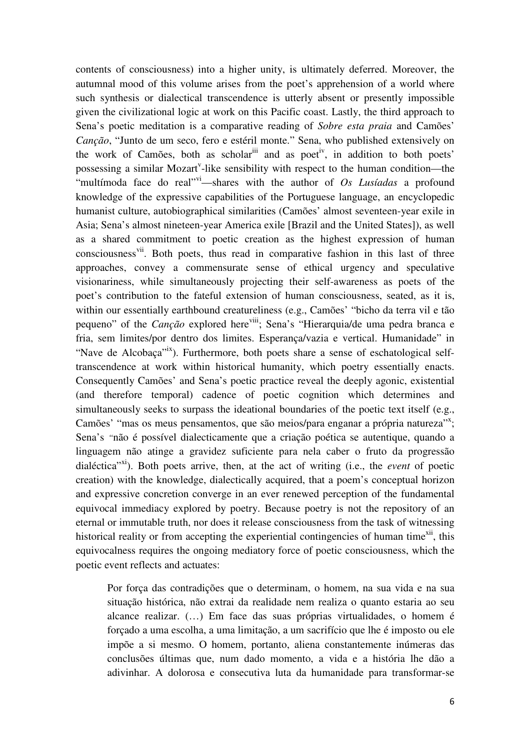contents of consciousness) into a higher unity, is ultimately deferred. Moreover, the autumnal mood of this volume arises from the poet's apprehension of a world where such synthesis or dialectical transcendence is utterly absent or presently impossible given the civilizational logic at work on this Pacific coast. Lastly, the third approach to Sena's poetic meditation is a comparative reading of *Sobre esta praia* and Camões' *Canção*, "Junto de um seco, fero e estéril monte." Sena, who published extensively on the work of Camões, both as scholar[iii] and as poet[iv], in addition to both poets' possessing a similar Mozart[v]-like sensibility with respect to the human condition—the "multímoda face do real"[vi]—shares with the author of *Os Lusíadas* a profound knowledge of the expressive capabilities of the Portuguese language, an encyclopedic humanist culture, autobiographical similarities (Camões' almost seventeen-year exile in Asia; Sena's almost nineteen-year America exile [Brazil and the United States]), as well as a shared commitment to poetic creation as the highest expression of human consciousness[vii]. Both poets, thus read in comparative fashion in this last of three approaches, convey a commensurate sense of ethical urgency and speculative visionariness, while simultaneously projecting their self-awareness as poets of the poet's contribution to the fateful extension of human consciousness, seated, as it is, within our essentially earthbound creatureliness (e.g., Camões' "bicho da terra vil e tão pequeno" of the *Canção* explored here[viii]; Sena's "Hierarquia/de uma pedra branca e fria, sem limites/por dentro dos limites. Esperança/vazia e vertical. Humanidade" in "Nave de Alcobaça"[ix]). Furthermore, both poets share a sense of eschatological self-transcendence at work within historical humanity, which poetry essentially enacts. Consequently Camões' and Sena's poetic practice reveal the deeply agonic, existential (and therefore temporal) cadence of poetic cognition which determines and simultaneously seeks to surpass the ideational boundaries of the poetic text itself (e.g., Camões' "mas os meus pensamentos, que são meios/para enganar a própria natureza"[x]; Sena's "não é possível dialecticamente que a criação poética se autentique, quando a linguagem não atinge a gravidez suficiente para nela caber o fruto da progressão dialéctica"[xi]). Both poets arrive, then, at the act of writing (i.e., the *event* of poetic creation) with the knowledge, dialectically acquired, that a poem's conceptual horizon and expressive concretion converge in an ever renewed perception of the fundamental equivocal immediacy explored by poetry. Because poetry is not the repository of an eternal or immutable truth, nor does it release consciousness from the task of witnessing historical reality or from accepting the experiential contingencies of human time[xii], this equivocalness requires the ongoing mediatory force of poetic consciousness, which the poetic event reflects and actuates:

> Por força das contradições que o determinam, o homem, na sua vida e na sua situação histórica, não extrai da realidade nem realiza o quanto estaria ao seu alcance realizar. (…) Em face das suas próprias virtualidades, o homem é forçado a uma escolha, a uma limitação, a um sacrifício que lhe é imposto ou ele impõe a si mesmo. O homem, portanto, aliena constantemente inúmeras das conclusões últimas que, num dado momento, a vida e a história lhe dão a adivinhar. A dolorosa e consecutiva luta da humanidade para transformar-se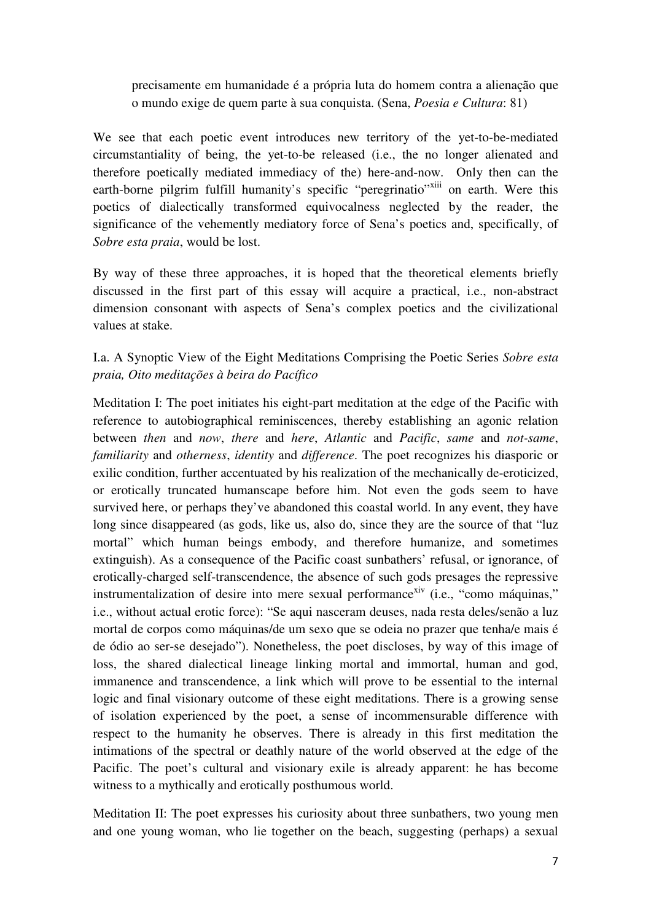> precisamente em humanidade é a própria luta do homem contra a alienação que o mundo exige de quem parte à sua conquista. (Sena, *Poesia e Cultura*: 81)

We see that each poetic event introduces new territory of the yet-to-be-mediated circumstantiality of being, the yet-to-be released (i.e., the no longer alienated and therefore poetically mediated immediacy of the) here-and-now. Only then can the earth-borne pilgrim fulfill humanity's specific "peregrinatio"[xiii] on earth. Were this poetics of dialectically transformed equivocalness neglected by the reader, the significance of the vehemently mediatory force of Sena's poetics and, specifically, of *Sobre esta praia*, would be lost.

By way of these three approaches, it is hoped that the theoretical elements briefly discussed in the first part of this essay will acquire a practical, i.e., non-abstract dimension consonant with aspects of Sena's complex poetics and the civilizational values at stake.

I.a. A Synoptic View of the Eight Meditations Comprising the Poetic Series *Sobre esta praia, Oito meditações à beira do Pacífico*

Meditation I: The poet initiates his eight-part meditation at the edge of the Pacific with reference to autobiographical reminiscences, thereby establishing an agonic relation between *then* and *now*, *there* and *here*, *Atlantic* and *Pacific*, *same* and *not-same*, *familiarity* and *otherness*, *identity* and *difference*. The poet recognizes his diasporic or exilic condition, further accentuated by his realization of the mechanically de-eroticized, or erotically truncated humanscape before him. Not even the gods seem to have survived here, or perhaps they've abandoned this coastal world. In any event, they have long since disappeared (as gods, like us, also do, since they are the source of that "luz mortal" which human beings embody, and therefore humanize, and sometimes extinguish). As a consequence of the Pacific coast sunbathers' refusal, or ignorance, of erotically-charged self-transcendence, the absence of such gods presages the repressive instrumentalization of desire into mere sexual performance[xiv] (i.e., "como máquinas," i.e., without actual erotic force): "Se aqui nasceram deuses, nada resta deles/senão a luz mortal de corpos como máquinas/de um sexo que se odeia no prazer que tenha/e mais é de ódio ao ser-se desejado"). Nonetheless, the poet discloses, by way of this image of loss, the shared dialectical lineage linking mortal and immortal, human and god, immanence and transcendence, a link which will prove to be essential to the internal logic and final visionary outcome of these eight meditations. There is a growing sense of isolation experienced by the poet, a sense of incommensurable difference with respect to the humanity he observes. There is already in this first meditation the intimations of the spectral or deathly nature of the world observed at the edge of the Pacific. The poet's cultural and visionary exile is already apparent: he has become witness to a mythically and erotically posthumous world.

Meditation II: The poet expresses his curiosity about three sunbathers, two young men and one young woman, who lie together on the beach, suggesting (perhaps) a sexual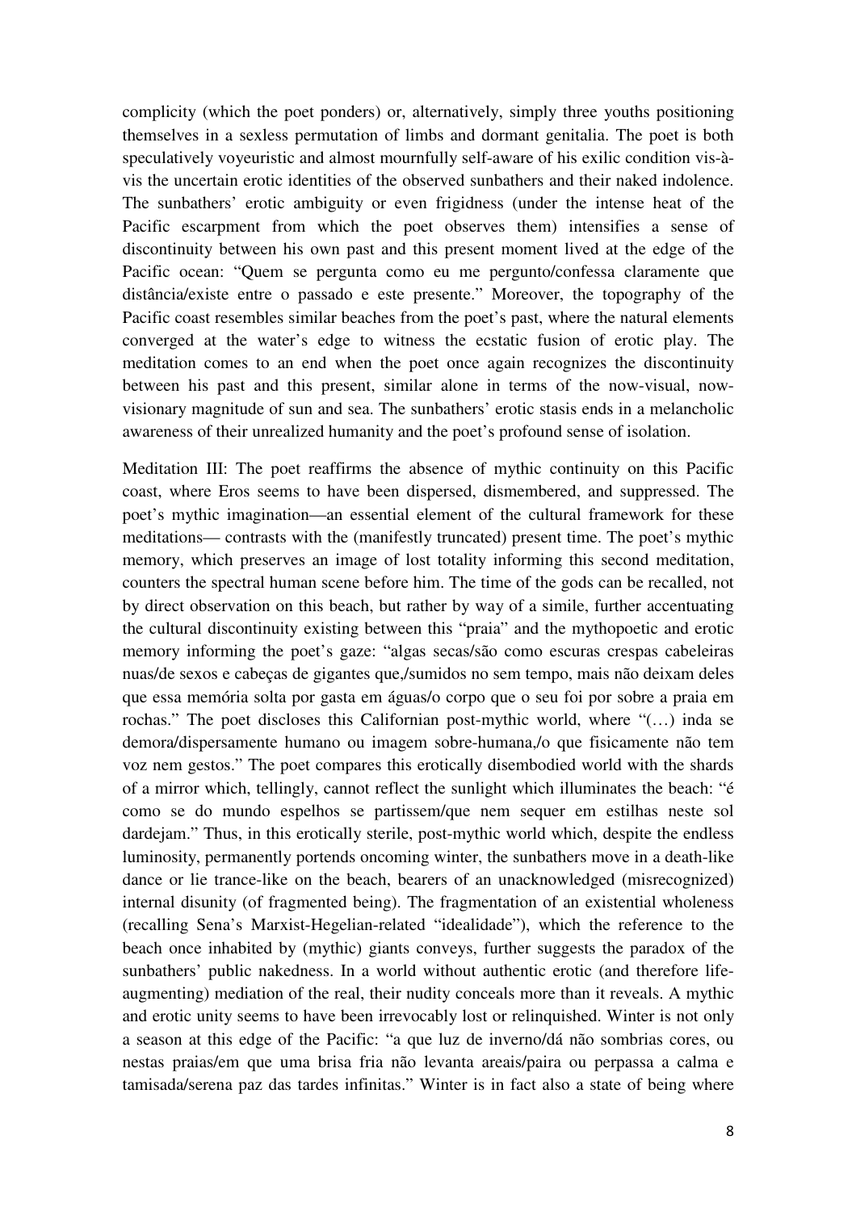complicity (which the poet ponders) or, alternatively, simply three youths positioning themselves in a sexless permutation of limbs and dormant genitalia. The poet is both speculatively voyeuristic and almost mournfully self-aware of his exilic condition vis-à-vis the uncertain erotic identities of the observed sunbathers and their naked indolence. The sunbathers' erotic ambiguity or even frigidness (under the intense heat of the Pacific escarpment from which the poet observes them) intensifies a sense of discontinuity between his own past and this present moment lived at the edge of the Pacific ocean: "Quem se pergunta como eu me pergunto/confessa claramente que distância/existe entre o passado e este presente." Moreover, the topography of the Pacific coast resembles similar beaches from the poet's past, where the natural elements converged at the water's edge to witness the ecstatic fusion of erotic play. The meditation comes to an end when the poet once again recognizes the discontinuity between his past and this present, similar alone in terms of the now-visual, now-visionary magnitude of sun and sea. The sunbathers' erotic stasis ends in a melancholic awareness of their unrealized humanity and the poet's profound sense of isolation.

Meditation III: The poet reaffirms the absence of mythic continuity on this Pacific coast, where Eros seems to have been dispersed, dismembered, and suppressed. The poet's mythic imagination—an essential element of the cultural framework for these meditations— contrasts with the (manifestly truncated) present time. The poet's mythic memory, which preserves an image of lost totality informing this second meditation, counters the spectral human scene before him. The time of the gods can be recalled, not by direct observation on this beach, but rather by way of a simile, further accentuating the cultural discontinuity existing between this "praia" and the mythopoetic and erotic memory informing the poet's gaze: "algas secas/são como escuras crespas cabeleiras nuas/de sexos e cabeças de gigantes que,/sumidos no sem tempo, mais não deixam deles que essa memória solta por gasta em águas/o corpo que o seu foi por sobre a praia em rochas." The poet discloses this Californian post-mythic world, where "(…) inda se demora/dispersamente humano ou imagem sobre-humana,/o que fisicamente não tem voz nem gestos." The poet compares this erotically disembodied world with the shards of a mirror which, tellingly, cannot reflect the sunlight which illuminates the beach: "é como se do mundo espelhos se partissem/que nem sequer em estilhas neste sol dardejam." Thus, in this erotically sterile, post-mythic world which, despite the endless luminosity, permanently portends oncoming winter, the sunbathers move in a death-like dance or lie trance-like on the beach, bearers of an unacknowledged (misrecognized) internal disunity (of fragmented being). The fragmentation of an existential wholeness (recalling Sena's Marxist-Hegelian-related "idealidade"), which the reference to the beach once inhabited by (mythic) giants conveys, further suggests the paradox of the sunbathers' public nakedness. In a world without authentic erotic (and therefore life-augmenting) mediation of the real, their nudity conceals more than it reveals. A mythic and erotic unity seems to have been irrevocably lost or relinquished. Winter is not only a season at this edge of the Pacific: "a que luz de inverno/dá não sombrias cores, ou nestas praias/em que uma brisa fria não levanta areais/paira ou perpassa a calma e tamisada/serena paz das tardes infinitas." Winter is in fact also a state of being where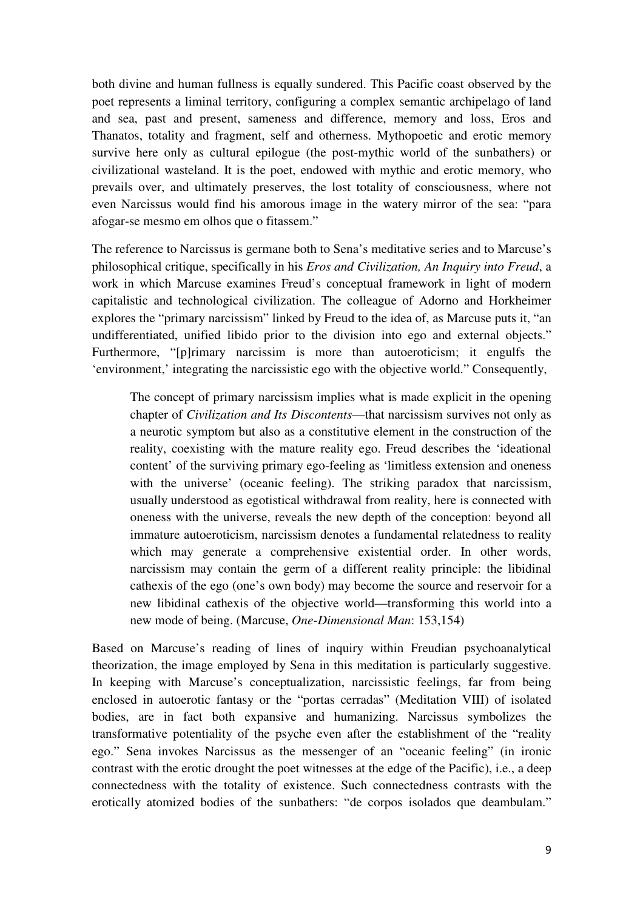both divine and human fullness is equally sundered. This Pacific coast observed by the poet represents a liminal territory, configuring a complex semantic archipelago of land and sea, past and present, sameness and difference, memory and loss, Eros and Thanatos, totality and fragment, self and otherness. Mythopoetic and erotic memory survive here only as cultural epilogue (the post-mythic world of the sunbathers) or civilizational wasteland. It is the poet, endowed with mythic and erotic memory, who prevails over, and ultimately preserves, the lost totality of consciousness, where not even Narcissus would find his amorous image in the watery mirror of the sea: "para afogar-se mesmo em olhos que o fitassem."

The reference to Narcissus is germane both to Sena's meditative series and to Marcuse's philosophical critique, specifically in his *Eros and Civilization, An Inquiry into Freud*, a work in which Marcuse examines Freud's conceptual framework in light of modern capitalistic and technological civilization. The colleague of Adorno and Horkheimer explores the "primary narcissism" linked by Freud to the idea of, as Marcuse puts it, "an undifferentiated, unified libido prior to the division into ego and external objects." Furthermore, "[p]rimary narcissim is more than autoeroticism; it engulfs the 'environment,' integrating the narcissistic ego with the objective world." Consequently,

> The concept of primary narcissism implies what is made explicit in the opening chapter of *Civilization and Its Discontents*—that narcissism survives not only as a neurotic symptom but also as a constitutive element in the construction of the reality, coexisting with the mature reality ego. Freud describes the 'ideational content' of the surviving primary ego-feeling as 'limitless extension and oneness with the universe' (oceanic feeling). The striking paradox that narcissism, usually understood as egotistical withdrawal from reality, here is connected with oneness with the universe, reveals the new depth of the conception: beyond all immature autoeroticism, narcissism denotes a fundamental relatedness to reality which may generate a comprehensive existential order. In other words, narcissism may contain the germ of a different reality principle: the libidinal cathexis of the ego (one's own body) may become the source and reservoir for a new libidinal cathexis of the objective world—transforming this world into a new mode of being. (Marcuse, *One-Dimensional Man*: 153,154)

Based on Marcuse's reading of lines of inquiry within Freudian psychoanalytical theorization, the image employed by Sena in this meditation is particularly suggestive. In keeping with Marcuse's conceptualization, narcissistic feelings, far from being enclosed in autoerotic fantasy or the "portas cerradas" (Meditation VIII) of isolated bodies, are in fact both expansive and humanizing. Narcissus symbolizes the transformative potentiality of the psyche even after the establishment of the "reality ego." Sena invokes Narcissus as the messenger of an "oceanic feeling" (in ironic contrast with the erotic drought the poet witnesses at the edge of the Pacific), i.e., a deep connectedness with the totality of existence. Such connectedness contrasts with the erotically atomized bodies of the sunbathers: "de corpos isolados que deambulam."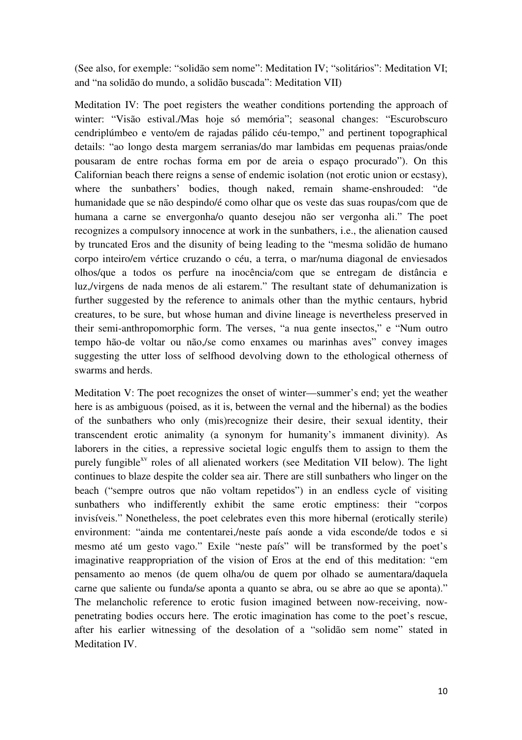(See also, for exemple: "solidão sem nome": Meditation IV; "solitários": Meditation VI; and "na solidão do mundo, a solidão buscada": Meditation VII)

Meditation IV: The poet registers the weather conditions portending the approach of winter: "Visão estival./Mas hoje só memória"; seasonal changes: "Escurobscuro cendriplúmbeo e vento/em de rajadas pálido céu-tempo," and pertinent topographical details: "ao longo desta margem serranias/do mar lambidas em pequenas praias/onde pousaram de entre rochas forma em por de areia o espaço procurado"). On this Californian beach there reigns a sense of endemic isolation (not erotic union or ecstasy), where the sunbathers' bodies, though naked, remain shame-enshrouded: "de humanidade que se não despindo/é como olhar que os veste das suas roupas/com que de humana a carne se envergonha/o quanto desejou não ser vergonha ali." The poet recognizes a compulsory innocence at work in the sunbathers, i.e., the alienation caused by truncated Eros and the disunity of being leading to the "mesma solidão de humano corpo inteiro/em vértice cruzando o céu, a terra, o mar/numa diagonal de enviesados olhos/que a todos os perfure na inocência/com que se entregam de distância e luz,/virgens de nada menos de ali estarem." The resultant state of dehumanization is further suggested by the reference to animals other than the mythic centaurs, hybrid creatures, to be sure, but whose human and divine lineage is nevertheless preserved in their semi-anthropomorphic form. The verses, "a nua gente insectos," e "Num outro tempo hão-de voltar ou não,/se como enxames ou marinhas aves" convey images suggesting the utter loss of selfhood devolving down to the ethological otherness of swarms and herds.

Meditation V: The poet recognizes the onset of winter—summer's end; yet the weather here is as ambiguous (poised, as it is, between the vernal and the hibernal) as the bodies of the sunbathers who only (mis)recognize their desire, their sexual identity, their transcendent erotic animality (a synonym for humanity's immanent divinity). As laborers in the cities, a repressive societal logic engulfs them to assign to them the purely fungible[xv] roles of all alienated workers (see Meditation VII below). The light continues to blaze despite the colder sea air. There are still sunbathers who linger on the beach ("sempre outros que não voltam repetidos") in an endless cycle of visiting sunbathers who indifferently exhibit the same erotic emptiness: their "corpos invisíveis." Nonetheless, the poet celebrates even this more hibernal (erotically sterile) environment: "ainda me contentarei,/neste país aonde a vida esconde/de todos e si mesmo até um gesto vago." Exile "neste país" will be transformed by the poet's imaginative reappropriation of the vision of Eros at the end of this meditation: "em pensamento ao menos (de quem olha/ou de quem por olhado se aumentara/daquela carne que saliente ou funda/se aponta a quanto se abra, ou se abre ao que se aponta)." The melancholic reference to erotic fusion imagined between now-receiving, now-penetrating bodies occurs here. The erotic imagination has come to the poet's rescue, after his earlier witnessing of the desolation of a "solidão sem nome" stated in Meditation IV.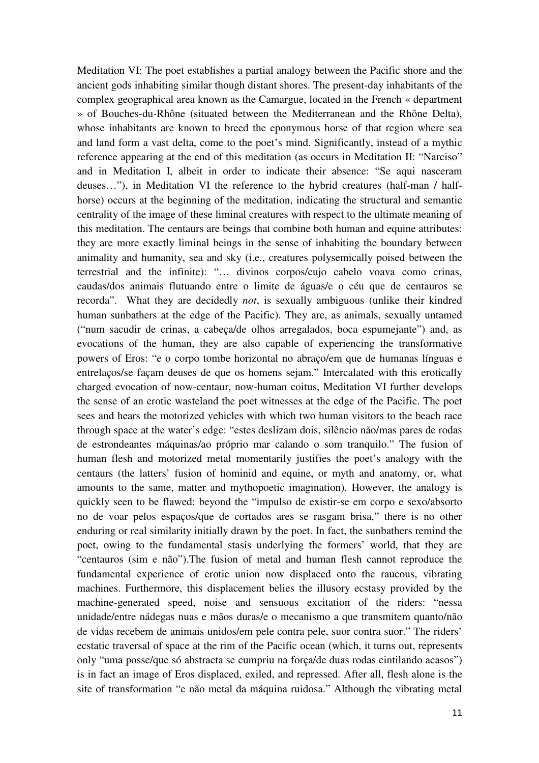Meditation VI: The poet establishes a partial analogy between the Pacific shore and the ancient gods inhabiting similar though distant shores. The present-day inhabitants of the complex geographical area known as the Camargue, located in the French « department » of Bouches-du-Rhône (situated between the Mediterranean and the Rhône Delta), whose inhabitants are known to breed the eponymous horse of that region where sea and land form a vast delta, come to the poet's mind. Significantly, instead of a mythic reference appearing at the end of this meditation (as occurs in Meditation II: "Narciso" and in Meditation I, albeit in order to indicate their absence: "Se aqui nasceram deuses…"), in Meditation VI the reference to the hybrid creatures (half-man / half-horse) occurs at the beginning of the meditation, indicating the structural and semantic centrality of the image of these liminal creatures with respect to the ultimate meaning of this meditation. The centaurs are beings that combine both human and equine attributes: they are more exactly liminal beings in the sense of inhabiting the boundary between animality and humanity, sea and sky (i.e., creatures polysemically poised between the terrestrial and the infinite): "… divinos corpos/cujo cabelo voava como crinas, caudas/dos animais flutuando entre o limite de águas/e o céu que de centauros se recorda". What they are decidedly *not*, is sexually ambiguous (unlike their kindred human sunbathers at the edge of the Pacific). They are, as animals, sexually untamed ("num sacudir de crinas, a cabeça/de olhos arregalados, boca espumejante") and, as evocations of the human, they are also capable of experiencing the transformative powers of Eros: "e o corpo tombe horizontal no abraço/em que de humanas línguas e entrelaços/se façam deuses de que os homens sejam." Intercalated with this erotically charged evocation of now-centaur, now-human coitus, Meditation VI further develops the sense of an erotic wasteland the poet witnesses at the edge of the Pacific. The poet sees and hears the motorized vehicles with which two human visitors to the beach race through space at the water's edge: "estes deslizam dois, silêncio não/mas pares de rodas de estrondeantes máquinas/ao próprio mar calando o som tranquilo." The fusion of human flesh and motorized metal momentarily justifies the poet's analogy with the centaurs (the latters' fusion of hominid and equine, or myth and anatomy, or, what amounts to the same, matter and mythopoetic imagination). However, the analogy is quickly seen to be flawed: beyond the "impulso de existir-se em corpo e sexo/absorto no de voar pelos espaços/que de cortados ares se rasgam brisa," there is no other enduring or real similarity initially drawn by the poet. In fact, the sunbathers remind the poet, owing to the fundamental stasis underlying the formers' world, that they are "centauros (sim e não").The fusion of metal and human flesh cannot reproduce the fundamental experience of erotic union now displaced onto the raucous, vibrating machines. Furthermore, this displacement belies the illusory ecstasy provided by the machine-generated speed, noise and sensuous excitation of the riders: "nessa unidade/entre nádegas nuas e mãos duras/e o mecanismo a que transmitem quanto/não de vidas recebem de animais unidos/em pele contra pele, suor contra suor." The riders' ecstatic traversal of space at the rim of the Pacific ocean (which, it turns out, represents only "uma posse/que só abstracta se cumpriu na força/de duas rodas cintilando acasos") is in fact an image of Eros displaced, exiled, and repressed. After all, flesh alone is the site of transformation "e não metal da máquina ruidosa." Although the vibrating metal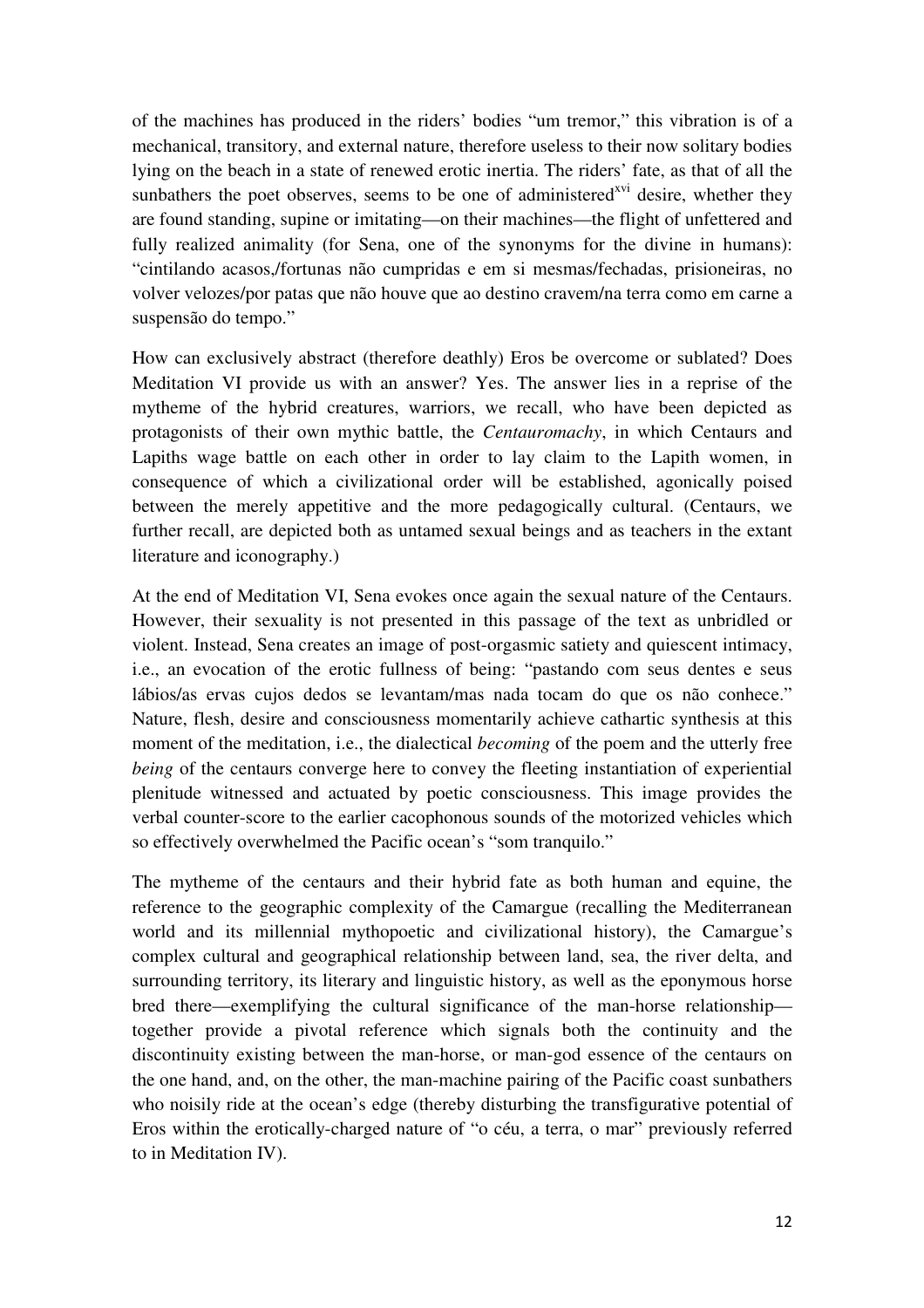of the machines has produced in the riders' bodies "um tremor," this vibration is of a mechanical, transitory, and external nature, therefore useless to their now solitary bodies lying on the beach in a state of renewed erotic inertia. The riders' fate, as that of all the sunbathers the poet observes, seems to be one of administered[xvi] desire, whether they are found standing, supine or imitating—on their machines—the flight of unfettered and fully realized animality (for Sena, one of the synonyms for the divine in humans): "cintilando acasos,/fortunas não cumpridas e em si mesmas/fechadas, prisioneiras, no volver velozes/por patas que não houve que ao destino cravem/na terra como em carne a suspensão do tempo."

How can exclusively abstract (therefore deathly) Eros be overcome or sublated? Does Meditation VI provide us with an answer? Yes. The answer lies in a reprise of the mytheme of the hybrid creatures, warriors, we recall, who have been depicted as protagonists of their own mythic battle, the *Centauromachy*, in which Centaurs and Lapiths wage battle on each other in order to lay claim to the Lapith women, in consequence of which a civilizational order will be established, agonically poised between the merely appetitive and the more pedagogically cultural. (Centaurs, we further recall, are depicted both as untamed sexual beings and as teachers in the extant literature and iconography.)

At the end of Meditation VI, Sena evokes once again the sexual nature of the Centaurs. However, their sexuality is not presented in this passage of the text as unbridled or violent. Instead, Sena creates an image of post-orgasmic satiety and quiescent intimacy, i.e., an evocation of the erotic fullness of being: "pastando com seus dentes e seus lábios/as ervas cujos dedos se levantam/mas nada tocam do que os não conhece." Nature, flesh, desire and consciousness momentarily achieve cathartic synthesis at this moment of the meditation, i.e., the dialectical *becoming* of the poem and the utterly free *being* of the centaurs converge here to convey the fleeting instantiation of experiential plenitude witnessed and actuated by poetic consciousness. This image provides the verbal counter-score to the earlier cacophonous sounds of the motorized vehicles which so effectively overwhelmed the Pacific ocean's "som tranquilo."

The mytheme of the centaurs and their hybrid fate as both human and equine, the reference to the geographic complexity of the Camargue (recalling the Mediterranean world and its millennial mythopoetic and civilizational history), the Camargue's complex cultural and geographical relationship between land, sea, the river delta, and surrounding territory, its literary and linguistic history, as well as the eponymous horse bred there—exemplifying the cultural significance of the man-horse relationship—together provide a pivotal reference which signals both the continuity and the discontinuity existing between the man-horse, or man-god essence of the centaurs on the one hand, and, on the other, the man-machine pairing of the Pacific coast sunbathers who noisily ride at the ocean's edge (thereby disturbing the transfigurative potential of Eros within the erotically-charged nature of "o céu, a terra, o mar" previously referred to in Meditation IV).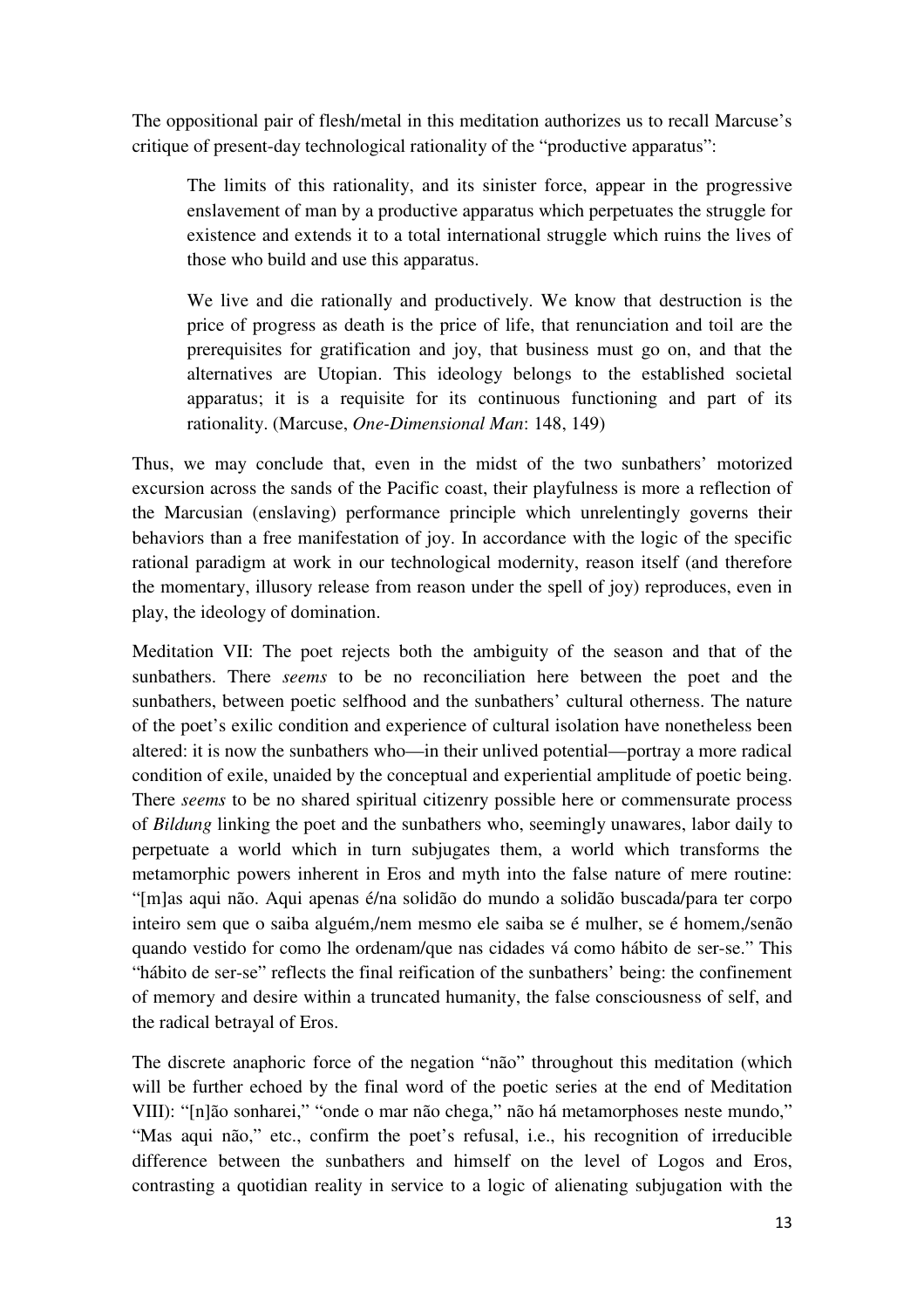The oppositional pair of flesh/metal in this meditation authorizes us to recall Marcuse's critique of present-day technological rationality of the "productive apparatus":

> The limits of this rationality, and its sinister force, appear in the progressive enslavement of man by a productive apparatus which perpetuates the struggle for existence and extends it to a total international struggle which ruins the lives of those who build and use this apparatus.
>
> We live and die rationally and productively. We know that destruction is the price of progress as death is the price of life, that renunciation and toil are the prerequisites for gratification and joy, that business must go on, and that the alternatives are Utopian. This ideology belongs to the established societal apparatus; it is a requisite for its continuous functioning and part of its rationality. (Marcuse, *One-Dimensional Man*: 148, 149)

Thus, we may conclude that, even in the midst of the two sunbathers' motorized excursion across the sands of the Pacific coast, their playfulness is more a reflection of the Marcusian (enslaving) performance principle which unrelentingly governs their behaviors than a free manifestation of joy. In accordance with the logic of the specific rational paradigm at work in our technological modernity, reason itself (and therefore the momentary, illusory release from reason under the spell of joy) reproduces, even in play, the ideology of domination.

Meditation VII: The poet rejects both the ambiguity of the season and that of the sunbathers. There *seems* to be no reconciliation here between the poet and the sunbathers, between poetic selfhood and the sunbathers' cultural otherness. The nature of the poet's exilic condition and experience of cultural isolation have nonetheless been altered: it is now the sunbathers who—in their unlived potential—portray a more radical condition of exile, unaided by the conceptual and experiential amplitude of poetic being. There *seems* to be no shared spiritual citizenry possible here or commensurate process of *Bildung* linking the poet and the sunbathers who, seemingly unawares, labor daily to perpetuate a world which in turn subjugates them, a world which transforms the metamorphic powers inherent in Eros and myth into the false nature of mere routine: "[m]as aqui não. Aqui apenas é/na solidão do mundo a solidão buscada/para ter corpo inteiro sem que o saiba alguém,/nem mesmo ele saiba se é mulher, se é homem,/senão quando vestido for como lhe ordenam/que nas cidades vá como hábito de ser-se." This "hábito de ser-se" reflects the final reification of the sunbathers' being: the confinement of memory and desire within a truncated humanity, the false consciousness of self, and the radical betrayal of Eros.

The discrete anaphoric force of the negation "não" throughout this meditation (which will be further echoed by the final word of the poetic series at the end of Meditation VIII): "[n]ão sonharei," "onde o mar não chega," não há metamorphoses neste mundo," "Mas aqui não," etc., confirm the poet's refusal, i.e., his recognition of irreducible difference between the sunbathers and himself on the level of Logos and Eros, contrasting a quotidian reality in service to a logic of alienating subjugation with the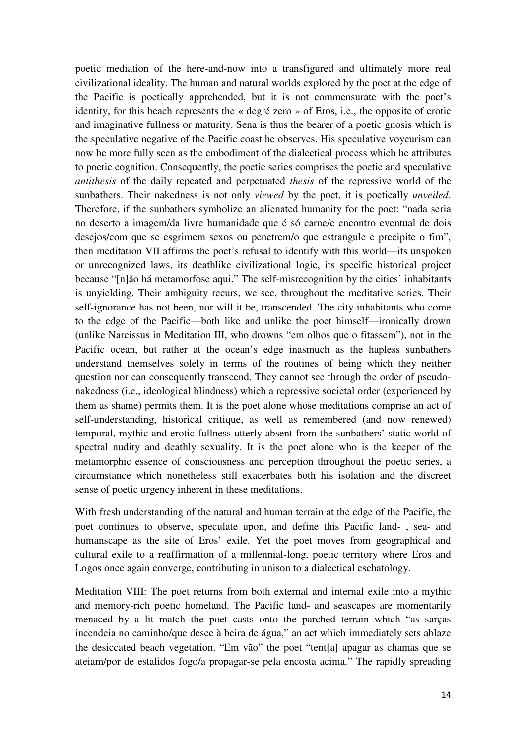poetic mediation of the here-and-now into a transfigured and ultimately more real civilizational ideality. The human and natural worlds explored by the poet at the edge of the Pacific is poetically apprehended, but it is not commensurate with the poet's identity, for this beach represents the « degré zero » of Eros, i.e., the opposite of erotic and imaginative fullness or maturity. Sena is thus the bearer of a poetic gnosis which is the speculative negative of the Pacific coast he observes. His speculative voyeurism can now be more fully seen as the embodiment of the dialectical process which he attributes to poetic cognition. Consequently, the poetic series comprises the poetic and speculative *antithesis* of the daily repeated and perpetuated *thesis* of the repressive world of the sunbathers. Their nakedness is not only *viewed* by the poet, it is poetically *unveiled*. Therefore, if the sunbathers symbolize an alienated humanity for the poet: "nada seria no deserto a imagem/da livre humanidade que é só carne/e encontro eventual de dois desejos/com que se esgrimem sexos ou penetrem/o que estrangule e precipite o fim", then meditation VII affirms the poet's refusal to identify with this world—its unspoken or unrecognized laws, its deathlike civilizational logic, its specific historical project because "[n]ão há metamorfose aqui." The self-misrecognition by the cities' inhabitants is unyielding. Their ambiguity recurs, we see, throughout the meditative series. Their self-ignorance has not been, nor will it be, transcended. The city inhabitants who come to the edge of the Pacific—both like and unlike the poet himself—ironically drown (unlike Narcissus in Meditation III, who drowns "em olhos que o fitassem"), not in the Pacific ocean, but rather at the ocean's edge inasmuch as the hapless sunbathers understand themselves solely in terms of the routines of being which they neither question nor can consequently transcend. They cannot see through the order of pseudo-nakedness (i.e., ideological blindness) which a repressive societal order (experienced by them as shame) permits them. It is the poet alone whose meditations comprise an act of self-understanding, historical critique, as well as remembered (and now renewed) temporal, mythic and erotic fullness utterly absent from the sunbathers' static world of spectral nudity and deathly sexuality. It is the poet alone who is the keeper of the metamorphic essence of consciousness and perception throughout the poetic series, a circumstance which nonetheless still exacerbates both his isolation and the discreet sense of poetic urgency inherent in these meditations.

With fresh understanding of the natural and human terrain at the edge of the Pacific, the poet continues to observe, speculate upon, and define this Pacific land- , sea- and humanscape as the site of Eros' exile. Yet the poet moves from geographical and cultural exile to a reaffirmation of a millennial-long, poetic territory where Eros and Logos once again converge, contributing in unison to a dialectical eschatology.

Meditation VIII: The poet returns from both external and internal exile into a mythic and memory-rich poetic homeland. The Pacific land- and seascapes are momentarily menaced by a lit match the poet casts onto the parched terrain which "as sarças incendeia no caminho/que desce à beira de água," an act which immediately sets ablaze the desiccated beach vegetation. "Em vão" the poet "tent[a] apagar as chamas que se ateiam/por de estalidos fogo/a propagar-se pela encosta acima." The rapidly spreading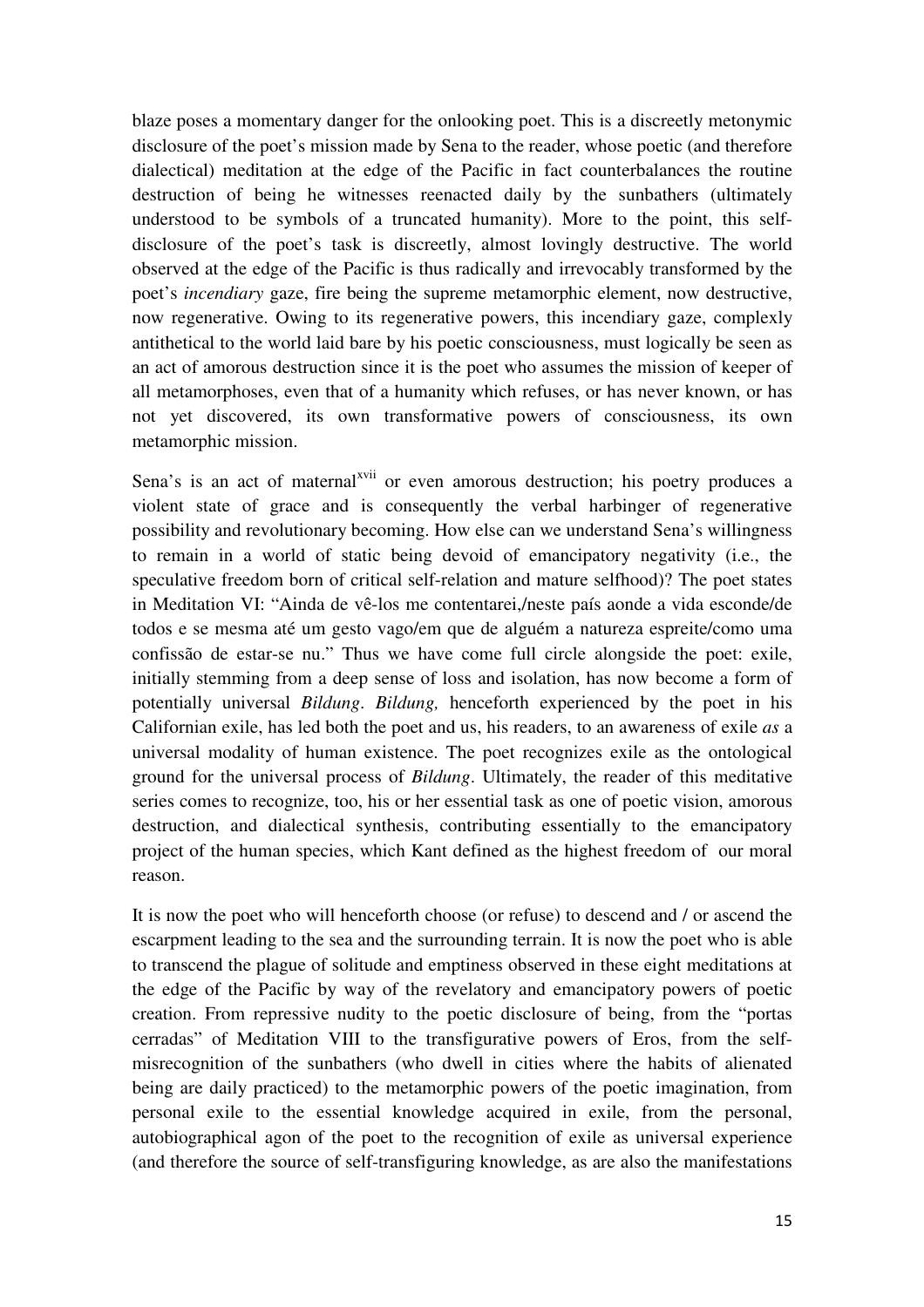blaze poses a momentary danger for the onlooking poet. This is a discreetly metonymic disclosure of the poet's mission made by Sena to the reader, whose poetic (and therefore dialectical) meditation at the edge of the Pacific in fact counterbalances the routine destruction of being he witnesses reenacted daily by the sunbathers (ultimately understood to be symbols of a truncated humanity). More to the point, this self-disclosure of the poet's task is discreetly, almost lovingly destructive. The world observed at the edge of the Pacific is thus radically and irrevocably transformed by the poet's *incendiary* gaze, fire being the supreme metamorphic element, now destructive, now regenerative. Owing to its regenerative powers, this incendiary gaze, complexly antithetical to the world laid bare by his poetic consciousness, must logically be seen as an act of amorous destruction since it is the poet who assumes the mission of keeper of all metamorphoses, even that of a humanity which refuses, or has never known, or has not yet discovered, its own transformative powers of consciousness, its own metamorphic mission.

Sena's is an act of maternal[xvii] or even amorous destruction; his poetry produces a violent state of grace and is consequently the verbal harbinger of regenerative possibility and revolutionary becoming. How else can we understand Sena's willingness to remain in a world of static being devoid of emancipatory negativity (i.e., the speculative freedom born of critical self-relation and mature selfhood)? The poet states in Meditation VI: "Ainda de vê-los me contentarei,/neste país aonde a vida esconde/de todos e se mesma até um gesto vago/em que de alguém a natureza espreite/como uma confissão de estar-se nu." Thus we have come full circle alongside the poet: exile, initially stemming from a deep sense of loss and isolation, has now become a form of potentially universal *Bildung*. *Bildung,* henceforth experienced by the poet in his Californian exile, has led both the poet and us, his readers, to an awareness of exile *as* a universal modality of human existence. The poet recognizes exile as the ontological ground for the universal process of *Bildung*. Ultimately, the reader of this meditative series comes to recognize, too, his or her essential task as one of poetic vision, amorous destruction, and dialectical synthesis, contributing essentially to the emancipatory project of the human species, which Kant defined as the highest freedom of our moral reason.

It is now the poet who will henceforth choose (or refuse) to descend and / or ascend the escarpment leading to the sea and the surrounding terrain. It is now the poet who is able to transcend the plague of solitude and emptiness observed in these eight meditations at the edge of the Pacific by way of the revelatory and emancipatory powers of poetic creation. From repressive nudity to the poetic disclosure of being, from the "portas cerradas" of Meditation VIII to the transfigurative powers of Eros, from the self-misrecognition of the sunbathers (who dwell in cities where the habits of alienated being are daily practiced) to the metamorphic powers of the poetic imagination, from personal exile to the essential knowledge acquired in exile, from the personal, autobiographical agon of the poet to the recognition of exile as universal experience (and therefore the source of self-transfiguring knowledge, as are also the manifestations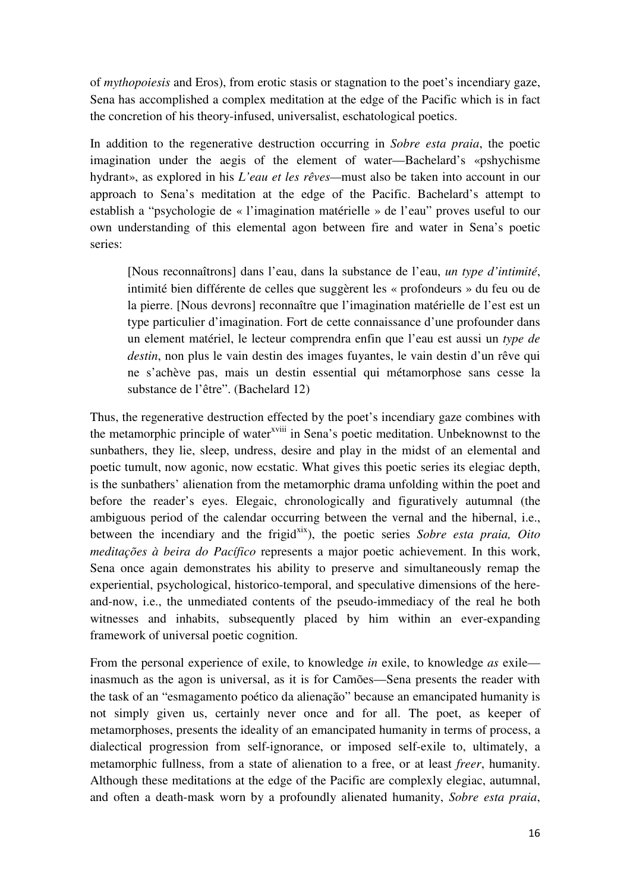of *mythopoiesis* and Eros), from erotic stasis or stagnation to the poet's incendiary gaze, Sena has accomplished a complex meditation at the edge of the Pacific which is in fact the concretion of his theory-infused, universalist, eschatological poetics.

In addition to the regenerative destruction occurring in *Sobre esta praia*, the poetic imagination under the aegis of the element of water—Bachelard's «pshychisme hydrant», as explored in his *L'eau et les rêves*—must also be taken into account in our approach to Sena's meditation at the edge of the Pacific. Bachelard's attempt to establish a "psychologie de « l'imagination matérielle » de l'eau" proves useful to our own understanding of this elemental agon between fire and water in Sena's poetic series:

> [Nous reconnaîtrons] dans l'eau, dans la substance de l'eau, *un type d'intimité*, intimité bien différente de celles que suggèrent les « profondeurs » du feu ou de la pierre. [Nous devrons] reconnaître que l'imagination matérielle de l'est est un type particulier d'imagination. Fort de cette connaissance d'une profounder dans un element matériel, le lecteur comprendra enfin que l'eau est aussi un *type de destin*, non plus le vain destin des images fuyantes, le vain destin d'un rêve qui ne s'achève pas, mais un destin essential qui métamorphose sans cesse la substance de l'être". (Bachelard 12)

Thus, the regenerative destruction effected by the poet's incendiary gaze combines with the metamorphic principle of water[xviii] in Sena's poetic meditation. Unbeknownst to the sunbathers, they lie, sleep, undress, desire and play in the midst of an elemental and poetic tumult, now agonic, now ecstatic. What gives this poetic series its elegiac depth, is the sunbathers' alienation from the metamorphic drama unfolding within the poet and before the reader's eyes. Elegaic, chronologically and figuratively autumnal (the ambiguous period of the calendar occurring between the vernal and the hibernal, i.e., between the incendiary and the frigid[xix]), the poetic series *Sobre esta praia, Oito meditações à beira do Pacífico* represents a major poetic achievement. In this work, Sena once again demonstrates his ability to preserve and simultaneously remap the experiential, psychological, historico-temporal, and speculative dimensions of the here-and-now, i.e., the unmediated contents of the pseudo-immediacy of the real he both witnesses and inhabits, subsequently placed by him within an ever-expanding framework of universal poetic cognition.

From the personal experience of exile, to knowledge *in* exile, to knowledge *as* exile—inasmuch as the agon is universal, as it is for Camões—Sena presents the reader with the task of an "esmagamento poético da alienação" because an emancipated humanity is not simply given us, certainly never once and for all. The poet, as keeper of metamorphoses, presents the ideality of an emancipated humanity in terms of process, a dialectical progression from self-ignorance, or imposed self-exile to, ultimately, a metamorphic fullness, from a state of alienation to a free, or at least *freer*, humanity. Although these meditations at the edge of the Pacific are complexly elegiac, autumnal, and often a death-mask worn by a profoundly alienated humanity, *Sobre esta praia*,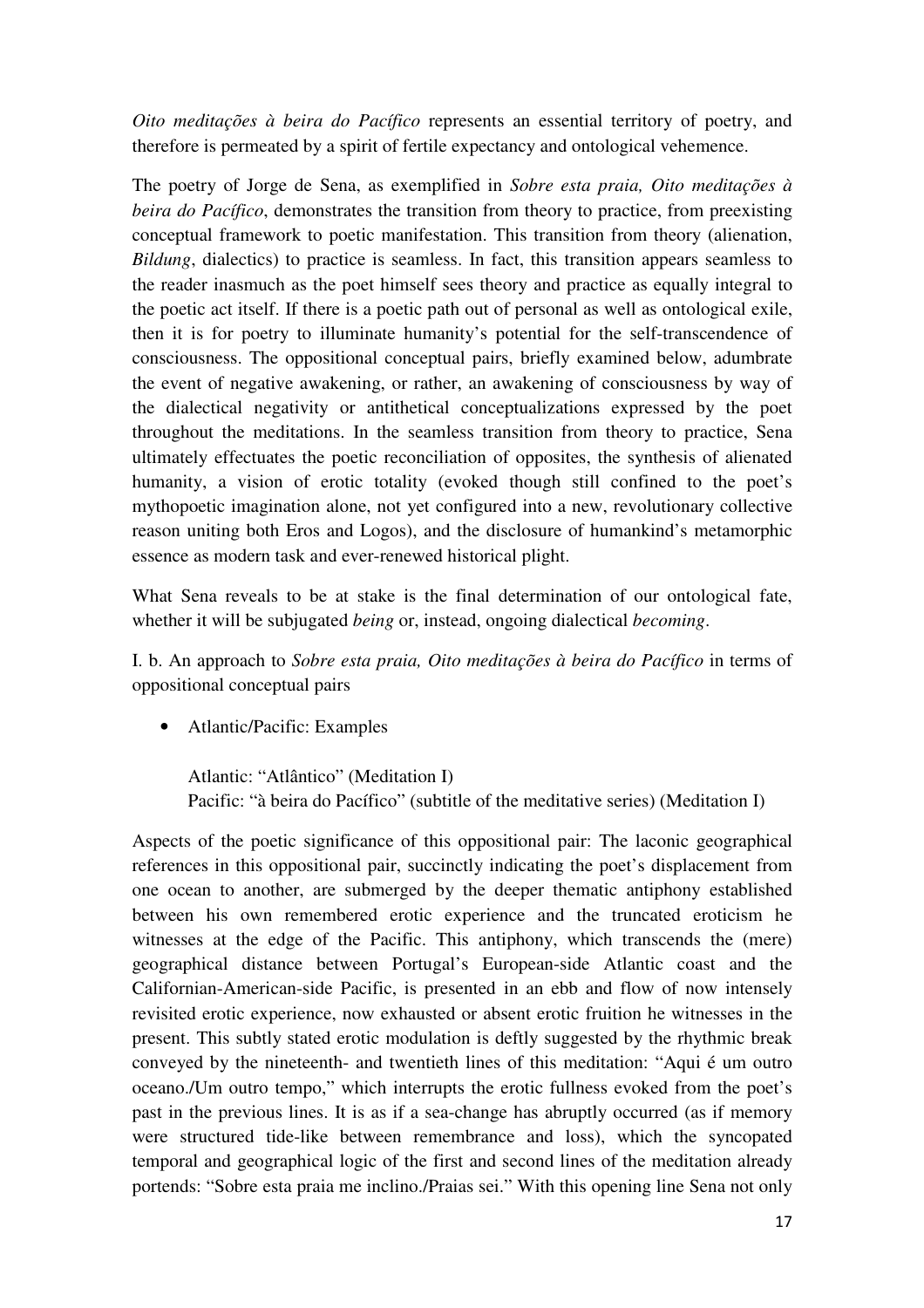*Oito meditações à beira do Pacífico* represents an essential territory of poetry, and therefore is permeated by a spirit of fertile expectancy and ontological vehemence.

The poetry of Jorge de Sena, as exemplified in *Sobre esta praia, Oito meditações à beira do Pacífico*, demonstrates the transition from theory to practice, from preexisting conceptual framework to poetic manifestation. This transition from theory (alienation, *Bildung*, dialectics) to practice is seamless. In fact, this transition appears seamless to the reader inasmuch as the poet himself sees theory and practice as equally integral to the poetic act itself. If there is a poetic path out of personal as well as ontological exile, then it is for poetry to illuminate humanity's potential for the self-transcendence of consciousness. The oppositional conceptual pairs, briefly examined below, adumbrate the event of negative awakening, or rather, an awakening of consciousness by way of the dialectical negativity or antithetical conceptualizations expressed by the poet throughout the meditations. In the seamless transition from theory to practice, Sena ultimately effectuates the poetic reconciliation of opposites, the synthesis of alienated humanity, a vision of erotic totality (evoked though still confined to the poet's mythopoetic imagination alone, not yet configured into a new, revolutionary collective reason uniting both Eros and Logos), and the disclosure of humankind's metamorphic essence as modern task and ever-renewed historical plight.

What Sena reveals to be at stake is the final determination of our ontological fate, whether it will be subjugated *being* or, instead, ongoing dialectical *becoming*.

I. b. An approach to *Sobre esta praia, Oito meditações à beira do Pacífico* in terms of oppositional conceptual pairs

- Atlantic/Pacific: Examples

  Atlantic: "Atlântico" (Meditation I)
  Pacific: "à beira do Pacífico" (subtitle of the meditative series) (Meditation I)

Aspects of the poetic significance of this oppositional pair: The laconic geographical references in this oppositional pair, succinctly indicating the poet's displacement from one ocean to another, are submerged by the deeper thematic antiphony established between his own remembered erotic experience and the truncated eroticism he witnesses at the edge of the Pacific. This antiphony, which transcends the (mere) geographical distance between Portugal's European-side Atlantic coast and the Californian-American-side Pacific, is presented in an ebb and flow of now intensely revisited erotic experience, now exhausted or absent erotic fruition he witnesses in the present. This subtly stated erotic modulation is deftly suggested by the rhythmic break conveyed by the nineteenth- and twentieth lines of this meditation: "Aqui é um outro oceano./Um outro tempo," which interrupts the erotic fullness evoked from the poet's past in the previous lines. It is as if a sea-change has abruptly occurred (as if memory were structured tide-like between remembrance and loss), which the syncopated temporal and geographical logic of the first and second lines of the meditation already portends: "Sobre esta praia me inclino./Praias sei." With this opening line Sena not only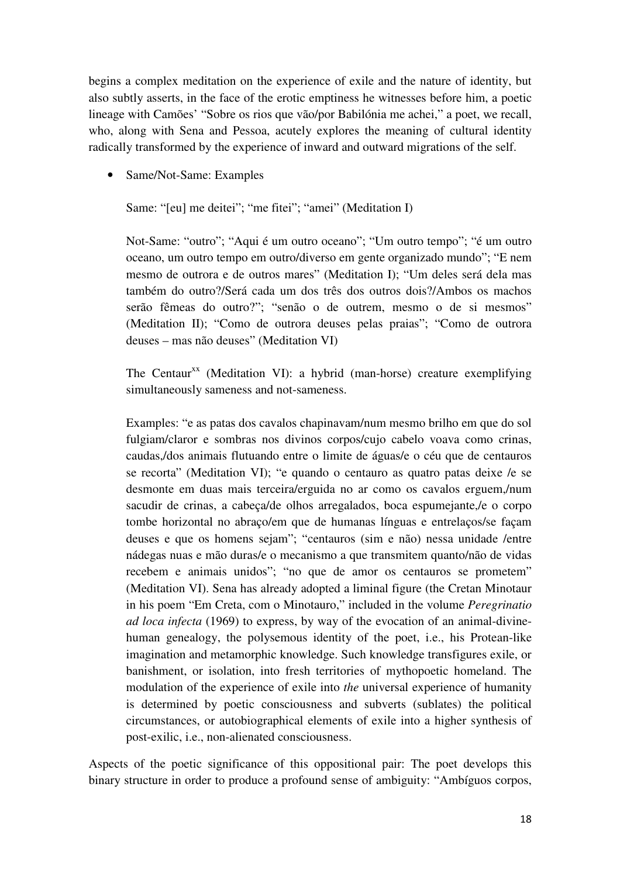begins a complex meditation on the experience of exile and the nature of identity, but also subtly asserts, in the face of the erotic emptiness he witnesses before him, a poetic lineage with Camões' "Sobre os rios que vão/por Babilónia me achei," a poet, we recall, who, along with Sena and Pessoa, acutely explores the meaning of cultural identity radically transformed by the experience of inward and outward migrations of the self.

- Same/Not-Same: Examples

  Same: "[eu] me deitei"; "me fitei"; "amei" (Meditation I)

  Not-Same: "outro"; "Aqui é um outro oceano"; "Um outro tempo"; "é um outro oceano, um outro tempo em outro/diverso em gente organizado mundo"; "E nem mesmo de outrora e de outros mares" (Meditation I); "Um deles será dela mas também do outro?/Será cada um dos três dos outros dois?/Ambos os machos serão fêmeas do outro?"; "senão o de outrem, mesmo o de si mesmos" (Meditation II); "Como de outrora deuses pelas praias"; "Como de outrora deuses – mas não deuses" (Meditation VI)

  The Centaur[xx] (Meditation VI): a hybrid (man-horse) creature exemplifying simultaneously sameness and not-sameness.

  Examples: "e as patas dos cavalos chapinavam/num mesmo brilho em que do sol fulgiam/claror e sombras nos divinos corpos/cujo cabelo voava como crinas, caudas,/dos animais flutuando entre o limite de águas/e o céu que de centauros se recorta" (Meditation VI); "e quando o centauro as quatro patas deixe /e se desmonte em duas mais terceira/erguida no ar como os cavalos erguem,/num sacudir de crinas, a cabeça/de olhos arregalados, boca espumejante,/e o corpo tombe horizontal no abraço/em que de humanas línguas e entrelaços/se façam deuses e que os homens sejam"; "centauros (sim e não) nessa unidade /entre nádegas nuas e mão duras/e o mecanismo a que transmitem quanto/não de vidas recebem e animais unidos"; "no que de amor os centauros se prometem" (Meditation VI). Sena has already adopted a liminal figure (the Cretan Minotaur in his poem "Em Creta, com o Minotauro," included in the volume *Peregrinatio ad loca infecta* (1969) to express, by way of the evocation of an animal-divine-human genealogy, the polysemous identity of the poet, i.e., his Protean-like imagination and metamorphic knowledge. Such knowledge transfigures exile, or banishment, or isolation, into fresh territories of mythopoetic homeland. The modulation of the experience of exile into *the* universal experience of humanity is determined by poetic consciousness and subverts (sublates) the political circumstances, or autobiographical elements of exile into a higher synthesis of post-exilic, i.e., non-alienated consciousness.

Aspects of the poetic significance of this oppositional pair: The poet develops this binary structure in order to produce a profound sense of ambiguity: "Ambíguos corpos,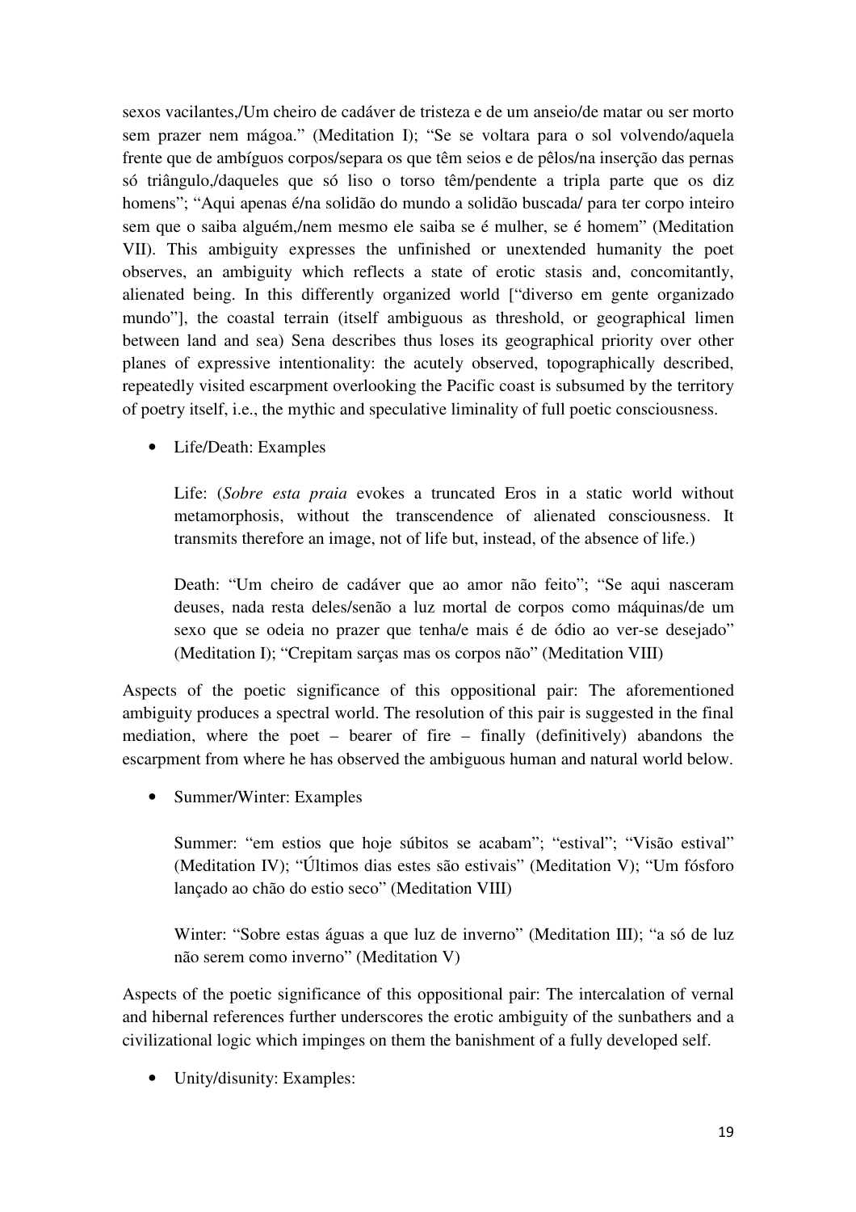sexos vacilantes,/Um cheiro de cadáver de tristeza e de um anseio/de matar ou ser morto sem prazer nem mágoa." (Meditation I); "Se se voltara para o sol volvendo/aquela frente que de ambíguos corpos/separa os que têm seios e de pêlos/na inserção das pernas só triângulo,/daqueles que só liso o torso têm/pendente a tripla parte que os diz homens"; "Aqui apenas é/na solidão do mundo a solidão buscada/ para ter corpo inteiro sem que o saiba alguém,/nem mesmo ele saiba se é mulher, se é homem" (Meditation VII). This ambiguity expresses the unfinished or unextended humanity the poet observes, an ambiguity which reflects a state of erotic stasis and, concomitantly, alienated being. In this differently organized world ["diverso em gente organizado mundo"], the coastal terrain (itself ambiguous as threshold, or geographical limen between land and sea) Sena describes thus loses its geographical priority over other planes of expressive intentionality: the acutely observed, topographically described, repeatedly visited escarpment overlooking the Pacific coast is subsumed by the territory of poetry itself, i.e., the mythic and speculative liminality of full poetic consciousness.

- Life/Death: Examples

  Life: (*Sobre esta praia* evokes a truncated Eros in a static world without metamorphosis, without the transcendence of alienated consciousness. It transmits therefore an image, not of life but, instead, of the absence of life.)

  Death: "Um cheiro de cadáver que ao amor não feito"; "Se aqui nasceram deuses, nada resta deles/senão a luz mortal de corpos como máquinas/de um sexo que se odeia no prazer que tenha/e mais é de ódio ao ver-se desejado" (Meditation I); "Crepitam sarças mas os corpos não" (Meditation VIII)

Aspects of the poetic significance of this oppositional pair: The aforementioned ambiguity produces a spectral world. The resolution of this pair is suggested in the final mediation, where the poet – bearer of fire – finally (definitively) abandons the escarpment from where he has observed the ambiguous human and natural world below.

- Summer/Winter: Examples

  Summer: "em estios que hoje súbitos se acabam"; "estival"; "Visão estival" (Meditation IV); "Últimos dias estes são estivais" (Meditation V); "Um fósforo lançado ao chão do estio seco" (Meditation VIII)

  Winter: "Sobre estas águas a que luz de inverno" (Meditation III); "a só de luz não serem como inverno" (Meditation V)

Aspects of the poetic significance of this oppositional pair: The intercalation of vernal and hibernal references further underscores the erotic ambiguity of the sunbathers and a civilizational logic which impinges on them the banishment of a fully developed self.

- Unity/disunity: Examples: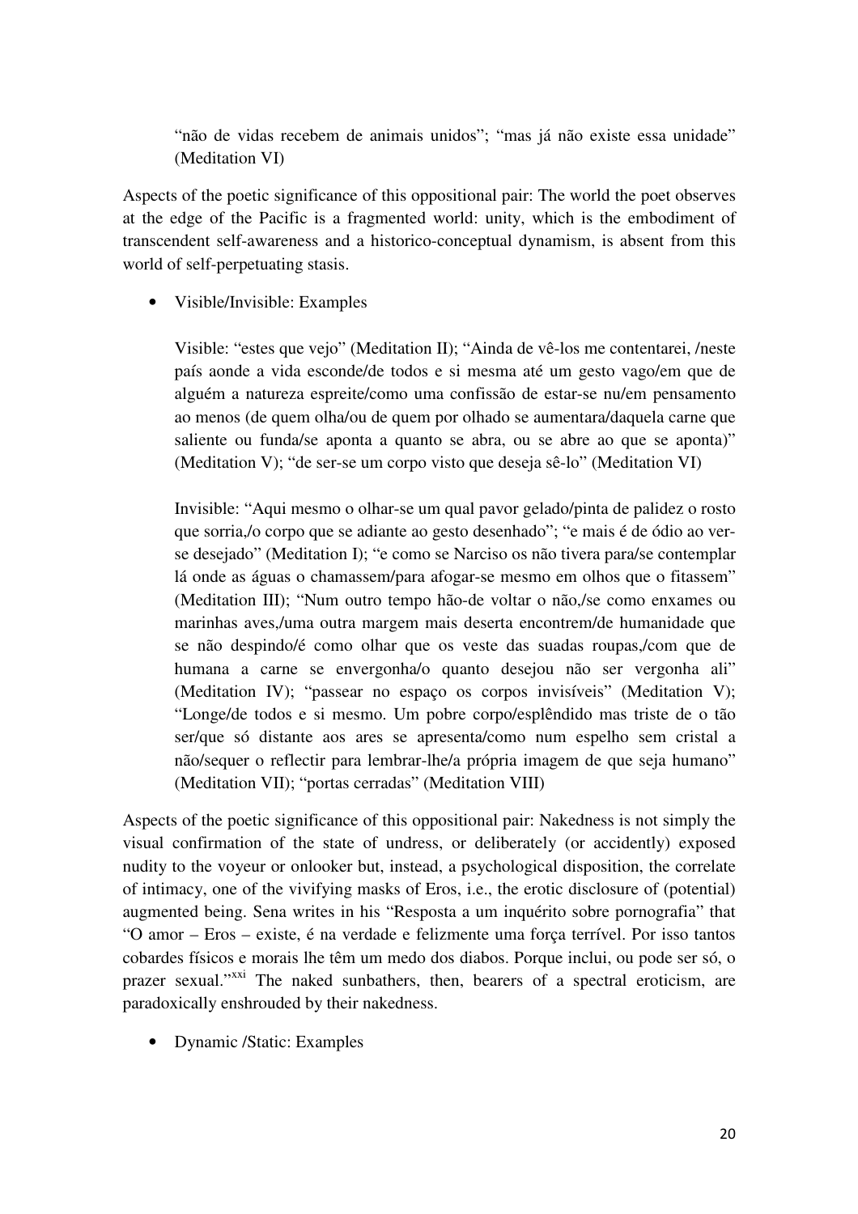"não de vidas recebem de animais unidos"; "mas já não existe essa unidade" (Meditation VI)

Aspects of the poetic significance of this oppositional pair: The world the poet observes at the edge of the Pacific is a fragmented world: unity, which is the embodiment of transcendent self-awareness and a historico-conceptual dynamism, is absent from this world of self-perpetuating stasis.

- Visible/Invisible: Examples

  Visible: "estes que vejo" (Meditation II); "Ainda de vê-los me contentarei, /neste país aonde a vida esconde/de todos e si mesma até um gesto vago/em que de alguém a natureza espreite/como uma confissão de estar-se nu/em pensamento ao menos (de quem olha/ou de quem por olhado se aumentara/daquela carne que saliente ou funda/se aponta a quanto se abra, ou se abre ao que se aponta)" (Meditation V); "de ser-se um corpo visto que deseja sê-lo" (Meditation VI)

  Invisible: "Aqui mesmo o olhar-se um qual pavor gelado/pinta de palidez o rosto que sorria,/o corpo que se adiante ao gesto desenhado"; "e mais é de ódio ao ver-se desejado" (Meditation I); "e como se Narciso os não tivera para/se contemplar lá onde as águas o chamassem/para afogar-se mesmo em olhos que o fitassem" (Meditation III); "Num outro tempo hão-de voltar o não,/se como enxames ou marinhas aves,/uma outra margem mais deserta encontrem/de humanidade que se não despindo/é como olhar que os veste das suadas roupas,/com que de humana a carne se envergonha/o quanto desejou não ser vergonha ali" (Meditation IV); "passear no espaço os corpos invisíveis" (Meditation V); "Longe/de todos e si mesmo. Um pobre corpo/esplêndido mas triste de o tão ser/que só distante aos ares se apresenta/como num espelho sem cristal a não/sequer o reflectir para lembrar-lhe/a própria imagem de que seja humano" (Meditation VII); "portas cerradas" (Meditation VIII)

Aspects of the poetic significance of this oppositional pair: Nakedness is not simply the visual confirmation of the state of undress, or deliberately (or accidently) exposed nudity to the voyeur or onlooker but, instead, a psychological disposition, the correlate of intimacy, one of the vivifying masks of Eros, i.e., the erotic disclosure of (potential) augmented being. Sena writes in his "Resposta a um inquérito sobre pornografia" that "O amor – Eros – existe, é na verdade e felizmente uma força terrível. Por isso tantos cobardes físicos e morais lhe têm um medo dos diabos. Porque inclui, ou pode ser só, o prazer sexual."[xxi] The naked sunbathers, then, bearers of a spectral eroticism, are paradoxically enshrouded by their nakedness.

- Dynamic /Static: Examples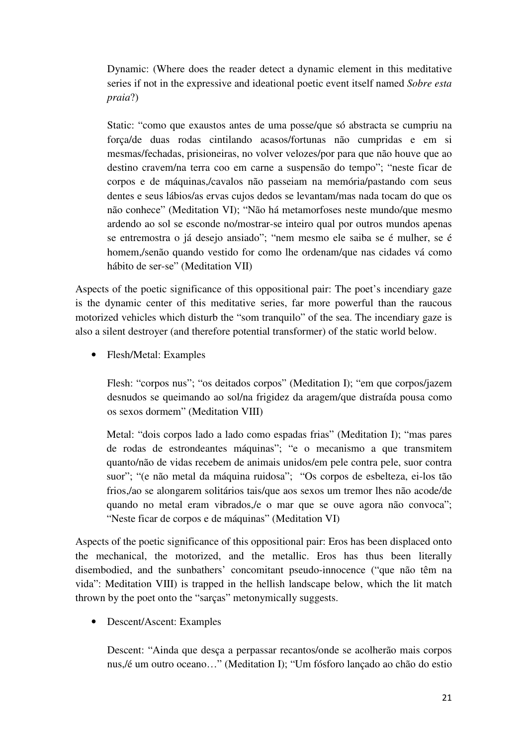Dynamic: (Where does the reader detect a dynamic element in this meditative series if not in the expressive and ideational poetic event itself named *Sobre esta praia*?)

Static: "como que exaustos antes de uma posse/que só abstracta se cumpriu na força/de duas rodas cintilando acasos/fortunas não cumpridas e em si mesmas/fechadas, prisioneiras, no volver velozes/por para que não houve que ao destino cravem/na terra coo em carne a suspensão do tempo"; "neste ficar de corpos e de máquinas,/cavalos não passeiam na memória/pastando com seus dentes e seus lábios/as ervas cujos dedos se levantam/mas nada tocam do que os não conhece" (Meditation VI); "Não há metamorfoses neste mundo/que mesmo ardendo ao sol se esconde no/mostrar-se inteiro qual por outros mundos apenas se entremostra o já desejo ansiado"; "nem mesmo ele saiba se é mulher, se é homem,/senão quando vestido for como lhe ordenam/que nas cidades vá como hábito de ser-se" (Meditation VII)

Aspects of the poetic significance of this oppositional pair: The poet's incendiary gaze is the dynamic center of this meditative series, far more powerful than the raucous motorized vehicles which disturb the "som tranquilo" of the sea. The incendiary gaze is also a silent destroyer (and therefore potential transformer) of the static world below.

- Flesh/Metal: Examples

Flesh: "corpos nus"; "os deitados corpos" (Meditation I); "em que corpos/jazem desnudos se queimando ao sol/na frigidez da aragem/que distraída pousa como os sexos dormem" (Meditation VIII)

Metal: "dois corpos lado a lado como espadas frias" (Meditation I); "mas pares de rodas de estrondeantes máquinas"; "e o mecanismo a que transmitem quanto/não de vidas recebem de animais unidos/em pele contra pele, suor contra suor"; "(e não metal da máquina ruidosa"; "Os corpos de esbelteza, ei-los tão frios,/ao se alongarem solitários tais/que aos sexos um tremor lhes não acode/de quando no metal eram vibrados,/e o mar que se ouve agora não convoca"; "Neste ficar de corpos e de máquinas" (Meditation VI)

Aspects of the poetic significance of this oppositional pair: Eros has been displaced onto the mechanical, the motorized, and the metallic. Eros has thus been literally disembodied, and the sunbathers' concomitant pseudo-innocence ("que não têm na vida": Meditation VIII) is trapped in the hellish landscape below, which the lit match thrown by the poet onto the "sarças" metonymically suggests.

- Descent/Ascent: Examples

Descent: "Ainda que desça a perpassar recantos/onde se acolherão mais corpos nus,/é um outro oceano…" (Meditation I); "Um fósforo lançado ao chão do estio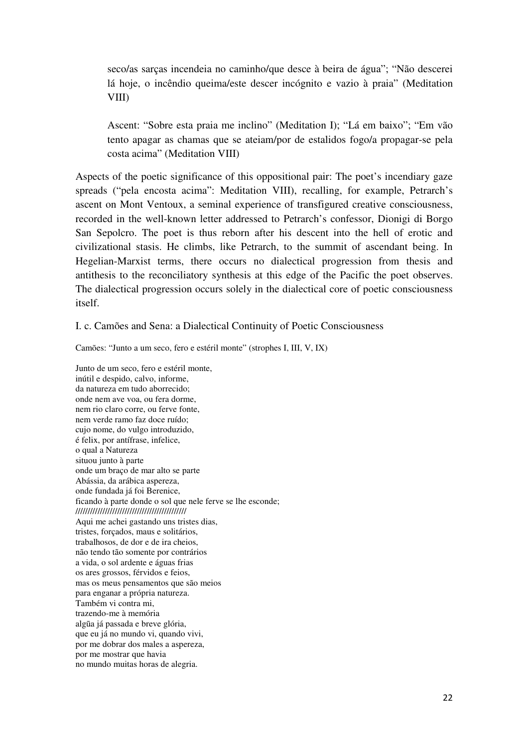> seco/as sarças incendeia no caminho/que desce à beira de água"; "Não descerei lá hoje, o incêndio queima/este descer incógnito e vazio à praia" (Meditation VIII)
>
> Ascent: "Sobre esta praia me inclino" (Meditation I); "Lá em baixo"; "Em vão tento apagar as chamas que se ateiam/por de estalidos fogo/a propagar-se pela costa acima" (Meditation VIII)

Aspects of the poetic significance of this oppositional pair: The poet's incendiary gaze spreads ("pela encosta acima": Meditation VIII), recalling, for example, Petrarch's ascent on Mont Ventoux, a seminal experience of transfigured creative consciousness, recorded in the well-known letter addressed to Petrarch's confessor, Dionigi di Borgo San Sepolcro. The poet is thus reborn after his descent into the hell of erotic and civilizational stasis. He climbs, like Petrarch, to the summit of ascendant being. In Hegelian-Marxist terms, there occurs no dialectical progression from thesis and antithesis to the reconciliatory synthesis at this edge of the Pacific the poet observes. The dialectical progression occurs solely in the dialectical core of poetic consciousness itself.

### I. c. Camões and Sena: a Dialectical Continuity of Poetic Consciousness

Camões: "Junto a um seco, fero e estéril monte" (strophes I, III, V, IX)

Junto de um seco, fero e estéril monte,
inútil e despido, calvo, informe,
da natureza em tudo aborrecido;
onde nem ave voa, ou fera dorme,
nem rio claro corre, ou ferve fonte,
nem verde ramo faz doce ruído;
cujo nome, do vulgo introduzido,
é felix, por antífrase, infelice,
o qual a Natureza
situou junto à parte
onde um braço de mar alto se parte
Abássia, da arábica aspereza,
onde fundada já foi Berenice,
ficando à parte donde o sol que nele ferve se lhe esconde;
//////////////////////////////////////////////
Aqui me achei gastando uns tristes dias,
tristes, forçados, maus e solitários,
trabalhosos, de dor e de ira cheios,
não tendo tão somente por contrários
a vida, o sol ardente e águas frias
os ares grossos, férvidos e feios,
mas os meus pensamentos que são meios
para enganar a própria natureza.
Também vi contra mi,
trazendo-me à memória
algũa já passada e breve glória,
que eu já no mundo vi, quando vivi,
por me dobrar dos males a aspereza,
por me mostrar que havia
no mundo muitas horas de alegria.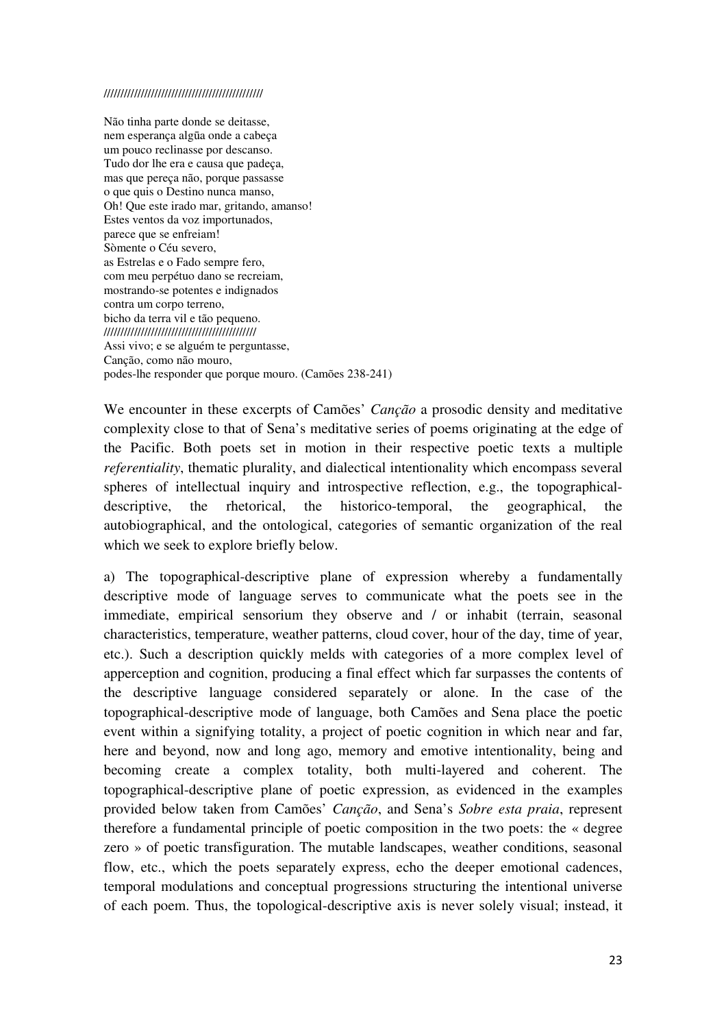////////////////////////////////////////////////

Não tinha parte donde se deitasse,  
nem esperança algũa onde a cabeça  
um pouco reclinasse por descanso.  
Tudo dor lhe era e causa que padeça,  
mas que pereça não, porque passasse  
o que quis o Destino nunca manso,  
Oh! Que este irado mar, gritando, amanso!  
Estes ventos da voz importunados,  
parece que se enfreiam!  
Sòmente o Céu severo,  
as Estrelas e o Fado sempre fero,  
com meu perpétuo dano se recreiam,  
mostrando-se potentes e indignados  
contra um corpo terreno,  
bicho da terra vil e tão pequeno.  
////////////////////////////////////////////////  
Assi vivo; e se alguém te perguntasse,  
Canção, como não mouro,  
podes-lhe responder que porque mouro. (Camões 238-241)

We encounter in these excerpts of Camões' *Canção* a prosodic density and meditative complexity close to that of Sena's meditative series of poems originating at the edge of the Pacific. Both poets set in motion in their respective poetic texts a multiple *referentiality*, thematic plurality, and dialectical intentionality which encompass several spheres of intellectual inquiry and introspective reflection, e.g., the topographical-descriptive, the rhetorical, the historico-temporal, the geographical, the autobiographical, and the ontological, categories of semantic organization of the real which we seek to explore briefly below.

a) The topographical-descriptive plane of expression whereby a fundamentally descriptive mode of language serves to communicate what the poets see in the immediate, empirical sensorium they observe and / or inhabit (terrain, seasonal characteristics, temperature, weather patterns, cloud cover, hour of the day, time of year, etc.). Such a description quickly melds with categories of a more complex level of apperception and cognition, producing a final effect which far surpasses the contents of the descriptive language considered separately or alone. In the case of the topographical-descriptive mode of language, both Camões and Sena place the poetic event within a signifying totality, a project of poetic cognition in which near and far, here and beyond, now and long ago, memory and emotive intentionality, being and becoming create a complex totality, both multi-layered and coherent. The topographical-descriptive plane of poetic expression, as evidenced in the examples provided below taken from Camões' *Canção*, and Sena's *Sobre esta praia*, represent therefore a fundamental principle of poetic composition in the two poets: the « degree zero » of poetic transfiguration. The mutable landscapes, weather conditions, seasonal flow, etc., which the poets separately express, echo the deeper emotional cadences, temporal modulations and conceptual progressions structuring the intentional universe of each poem. Thus, the topological-descriptive axis is never solely visual; instead, it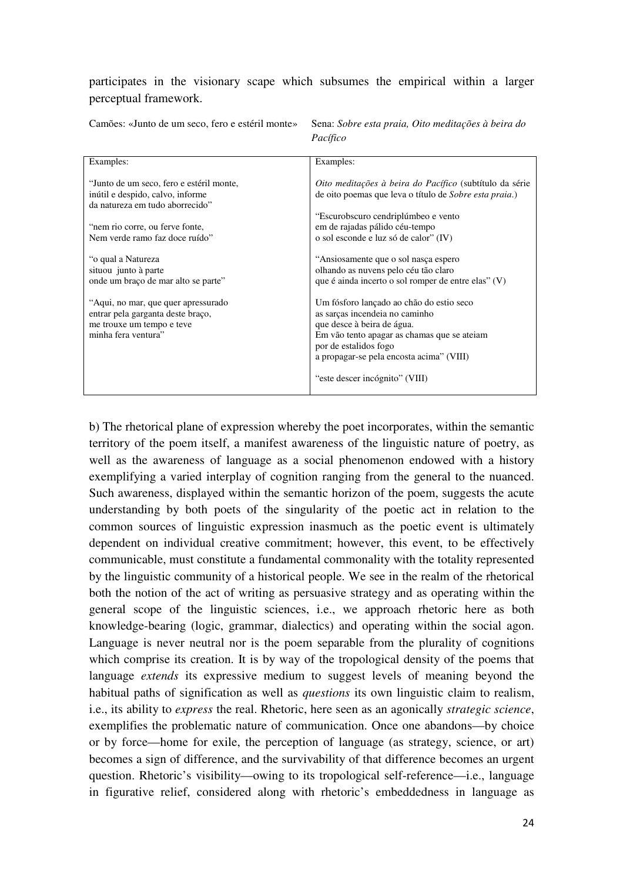participates in the visionary scape which subsumes the empirical within a larger perceptual framework.

| Camões: «Junto de um seco, fero e estéril monte» | Sena: *Sobre esta praia, Oito meditações à beira do Pacífico* |
|---|---|
| Examples:<br><br>"Junto de um seco, fero e estéril monte,<br>inútil e despido, calvo, informe<br>da natureza em tudo aborrecido"<br><br>"nem rio corre, ou ferve fonte,<br>Nem verde ramo faz doce ruído"<br><br>"o qual a Natureza<br>situou junto à parte<br>onde um braço de mar alto se parte"<br><br>"Aqui, no mar, que quer apressurado<br>entrar pela garganta deste braço,<br>me trouxe um tempo e teve<br>minha fera ventura" | Examples:<br><br>*Oito meditações à beira do Pacífico* (subtítulo da série de oito poemas que leva o título de *Sobre esta praia*.)<br><br>"Escurobscuro cendriplúmbeo e vento<br>em de rajadas pálido céu-tempo<br>o sol esconde e luz só de calor" (IV)<br><br>"Ansiosamente que o sol nasça espero<br>olhando as nuvens pelo céu tão claro<br>que é ainda incerto o sol romper de entre elas" (V)<br><br>Um fósforo lançado ao chão do estio seco<br>as sarças incendeia no caminho<br>que desce à beira de água.<br>Em vão tento apagar as chamas que se ateiam<br>por de estalidos fogo<br>a propagar-se pela encosta acima" (VIII)<br><br>"este descer incógnito" (VIII) |

b) The rhetorical plane of expression whereby the poet incorporates, within the semantic territory of the poem itself, a manifest awareness of the linguistic nature of poetry, as well as the awareness of language as a social phenomenon endowed with a history exemplifying a varied interplay of cognition ranging from the general to the nuanced. Such awareness, displayed within the semantic horizon of the poem, suggests the acute understanding by both poets of the singularity of the poetic act in relation to the common sources of linguistic expression inasmuch as the poetic event is ultimately dependent on individual creative commitment; however, this event, to be effectively communicable, must constitute a fundamental commonality with the totality represented by the linguistic community of a historical people. We see in the realm of the rhetorical both the notion of the act of writing as persuasive strategy and as operating within the general scope of the linguistic sciences, i.e., we approach rhetoric here as both knowledge-bearing (logic, grammar, dialectics) and operating within the social agon. Language is never neutral nor is the poem separable from the plurality of cognitions which comprise its creation. It is by way of the tropological density of the poems that language *extends* its expressive medium to suggest levels of meaning beyond the habitual paths of signification as well as *questions* its own linguistic claim to realism, i.e., its ability to *express* the real. Rhetoric, here seen as an agonically *strategic science*, exemplifies the problematic nature of communication. Once one abandons—by choice or by force—home for exile, the perception of language (as strategy, science, or art) becomes a sign of difference, and the survivability of that difference becomes an urgent question. Rhetoric's visibility—owing to its tropological self-reference—i.e., language in figurative relief, considered along with rhetoric's embeddedness in language as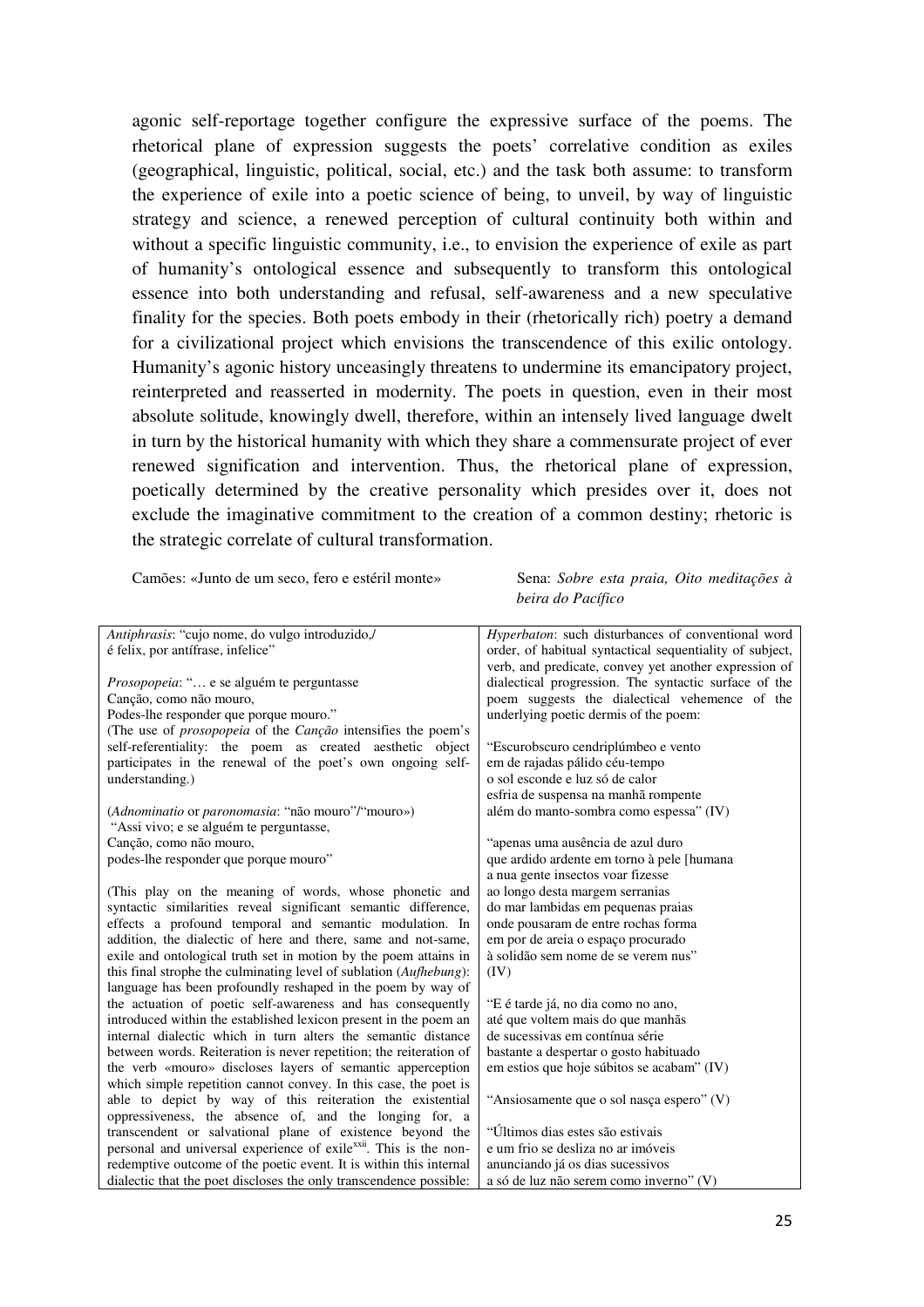agonic self-reportage together configure the expressive surface of the poems. The rhetorical plane of expression suggests the poets' correlative condition as exiles (geographical, linguistic, political, social, etc.) and the task both assume: to transform the experience of exile into a poetic science of being, to unveil, by way of linguistic strategy and science, a renewed perception of cultural continuity both within and without a specific linguistic community, i.e., to envision the experience of exile as part of humanity's ontological essence and subsequently to transform this ontological essence into both understanding and refusal, self-awareness and a new speculative finality for the species. Both poets embody in their (rhetorically rich) poetry a demand for a civilizational project which envisions the transcendence of this exilic ontology. Humanity's agonic history unceasingly threatens to undermine its emancipatory project, reinterpreted and reasserted in modernity. The poets in question, even in their most absolute solitude, knowingly dwell, therefore, within an intensely lived language dwelt in turn by the historical humanity with which they share a commensurate project of ever renewed signification and intervention. Thus, the rhetorical plane of expression, poetically determined by the creative personality which presides over it, does not exclude the imaginative commitment to the creation of a common destiny; rhetoric is the strategic correlate of cultural transformation.

| Camões: «Junto de um seco, fero e estéril monte» | Sena: *Sobre esta praia, Oito meditações à beira do Pacífico* |
|---|---|
| *Antiphrasis*: "cujo nome, do vulgo introduzido,/ é felix, por antífrase, infelice"<br><br>*Prosopopeia*: "… e se alguém te perguntasse<br>Canção, como não mouro,<br>Podes-lhe responder que porque mouro."<br>(The use of *prosopopeia* of the *Canção* intensifies the poem's self-referentiality: the poem as created aesthetic object participates in the renewal of the poet's own ongoing self-understanding.)<br><br>(*Adnominatio* or *paronomasia*: "não mouro"/"mouro»)<br>"Assi vivo; e se alguém te perguntasse,<br>Canção, como não mouro,<br>podes-lhe responder que porque mouro"<br><br>(This play on the meaning of words, whose phonetic and syntactic similarities reveal significant semantic difference, effects a profound temporal and semantic modulation. In addition, the dialectic of here and there, same and not-same, exile and ontological truth set in motion by the poem attains in this final strophe the culminating level of sublation (*Aufhebung*): language has been profoundly reshaped in the poem by way of the actuation of poetic self-awareness and has consequently introduced within the established lexicon present in the poem an internal dialectic which in turn alters the semantic distance between words. Reiteration is never repetition; the reiteration of the verb «mouro» discloses layers of semantic apperception which simple repetition cannot convey. In this case, the poet is able to depict by way of this reiteration the existential oppressiveness, the absence of, and the longing for, a transcendent or salvational plane of existence beyond the personal and universal experience of exile[xxii]. This is the non-redemptive outcome of the poetic event. It is within this internal dialectic that the poet discloses the only transcendence possible: | *Hyperbaton*: such disturbances of conventional word order, of habitual syntactical sequentiality of subject, verb, and predicate, convey yet another expression of dialectical progression. The syntactic surface of the poem suggests the dialectical vehemence of the underlying poetic dermis of the poem:<br><br>"Escurobscuro cendriplúmbeo e vento<br>em de rajadas pálido céu-tempo<br>o sol esconde e luz só de calor<br>esfria de suspensa na manhã rompente<br>além do manto-sombra como espessa" (IV)<br><br>"apenas uma ausência de azul duro<br>que ardido ardente em torno à pele [humana<br>a nua gente insectos voar fizesse<br>ao longo desta margem serranias<br>do mar lambidas em pequenas praias<br>onde pousaram de entre rochas forma<br>em por de areia o espaço procurado<br>à solidão sem nome de se verem nus"<br>(IV)<br><br>"E é tarde já, no dia como no ano,<br>até que voltem mais do que manhãs<br>de sucessivas em contínua série<br>bastante a despertar o gosto habituado<br>em estios que hoje súbitos se acabam" (IV)<br><br>"Ansiosamente que o sol nasça espero" (V)<br><br>"Últimos dias estes são estivais<br>e um frio se desliza no ar imóveis<br>anunciando já os dias sucessivos<br>a só de luz não serem como inverno" (V) |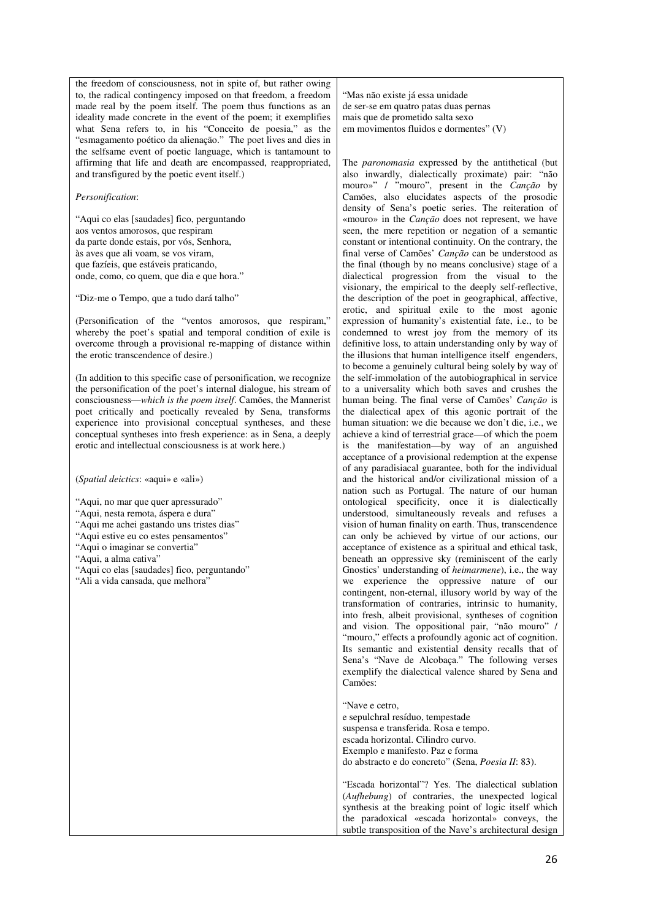the freedom of consciousness, not in spite of, but rather owing to, the radical contingency imposed on that freedom, a freedom made real by the poem itself. The poem thus functions as an ideality made concrete in the event of the poem; it exemplifies what Sena refers to, in his "Conceito de poesia," as the "esmagamento poético da alienação." The poet lives and dies in the selfsame event of poetic language, which is tantamount to affirming that life and death are encompassed, reappropriated, and transfigured by the poetic event itself.)

*Personification*:

"Aqui co elas [saudades] fico, perguntando
aos ventos amorosos, que respiram
da parte donde estais, por vós, Senhora,
às aves que ali voam, se vos viram,
que fazíeis, que estáveis praticando,
onde, como, co quem, que dia e que hora."

"Diz-me o Tempo, que a tudo dará talho"

(Personification of the "ventos amorosos, que respiram," whereby the poet's spatial and temporal condition of exile is overcome through a provisional re-mapping of distance within the erotic transcendence of desire.)

(In addition to this specific case of personification, we recognize the personification of the poet's internal dialogue, his stream of consciousness—*which is the poem itself*. Camões, the Mannerist poet critically and poetically revealed by Sena, transforms experience into provisional conceptual syntheses, and these conceptual syntheses into fresh experience: as in Sena, a deeply erotic and intellectual consciousness is at work here.)

(*Spatial deictics*: «aqui» e «ali»)

"Aqui, no mar que quer apressurado"
"Aqui, nesta remota, áspera e dura"
"Aqui me achei gastando uns tristes dias"
"Aqui estive eu co estes pensamentos"
"Aqui o imaginar se convertia"
"Aqui, a alma cativa"
"Aqui co elas [saudades] fico, perguntando"
"Ali a vida cansada, que melhora"

"Mas não existe já essa unidade
de ser-se em quatro patas duas pernas
mais que de prometido salta sexo
em movimentos fluidos e dormentes" (V)

The *paronomasia* expressed by the antithetical (but also inwardly, dialectically proximate) pair: "não mouro»" / "mouro", present in the *Canção* by Camões, also elucidates aspects of the prosodic density of Sena's poetic series. The reiteration of «mouro» in the *Canção* does not represent, we have seen, the mere repetition or negation of a semantic constant or intentional continuity. On the contrary, the final verse of Camões' *Canção* can be understood as the final (though by no means conclusive) stage of a dialectical progression from the visual to the visionary, the empirical to the deeply self-reflective, the description of the poet in geographical, affective, erotic, and spiritual exile to the most agonic expression of humanity's existential fate, i.e., to be condemned to wrest joy from the memory of its definitive loss, to attain understanding only by way of the illusions that human intelligence itself engenders, to become a genuinely cultural being solely by way of the self-immolation of the autobiographical in service to a universality which both saves and crushes the human being. The final verse of Camões' *Canção* is the dialectical apex of this agonic portrait of the human situation: we die because we don't die, i.e., we achieve a kind of terrestrial grace—of which the poem is the manifestation—by way of an anguished acceptance of a provisional redemption at the expense of any paradisiacal guarantee, both for the individual and the historical and/or civilizational mission of a nation such as Portugal. The nature of our human ontological specificity, once it is dialectically understood, simultaneously reveals and refuses a vision of human finality on earth. Thus, transcendence can only be achieved by virtue of our actions, our acceptance of existence as a spiritual and ethical task, beneath an oppressive sky (reminiscent of the early Gnostics' understanding of *heimarmene*), i.e., the way we experience the oppressive nature of our contingent, non-eternal, illusory world by way of the transformation of contraries, intrinsic to humanity, into fresh, albeit provisional, syntheses of cognition and vision. The oppositional pair, "não mouro" / "mouro," effects a profoundly agonic act of cognition. Its semantic and existential density recalls that of Sena's "Nave de Alcobaça." The following verses exemplify the dialectical valence shared by Sena and Camões:

"Nave e cetro,
e sepulchral resíduo, tempestade
suspensa e transferida. Rosa e tempo.
escada horizontal. Cilindro curvo.
Exemplo e manifesto. Paz e forma
do abstracto e do concreto" (Sena, *Poesia II*: 83).

"Escada horizontal"? Yes. The dialectical sublation (*Aufhebung*) of contraries, the unexpected logical synthesis at the breaking point of logic itself which the paradoxical «escada horizontal» conveys, the subtle transposition of the Nave's architectural design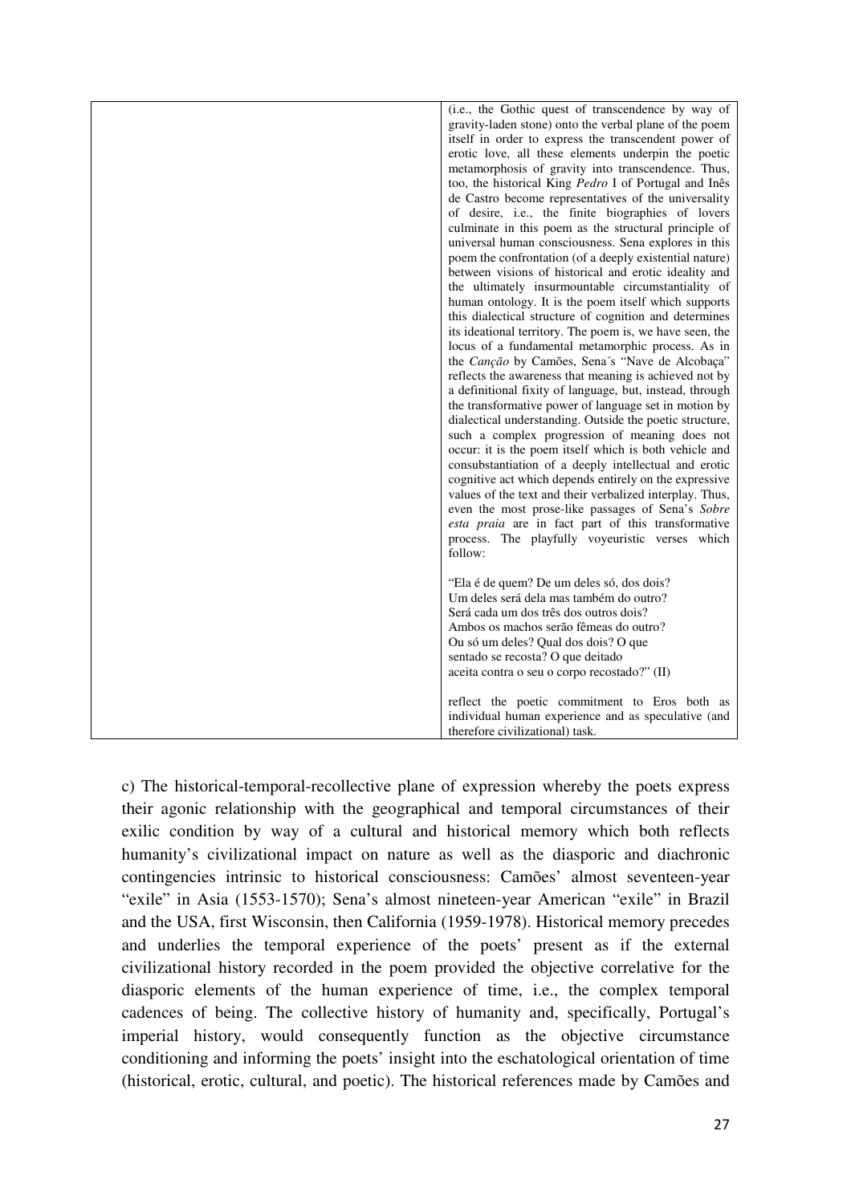| | (i.e., the Gothic quest of transcendence by way of gravity-laden stone) onto the verbal plane of the poem itself in order to express the transcendent power of erotic love, all these elements underpin the poetic metamorphosis of gravity into transcendence. Thus, too, the historical King *Pedro* I of Portugal and Inês de Castro become representatives of the universality of desire, i.e., the finite biographies of lovers culminate in this poem as the structural principle of universal human consciousness. Sena explores in this poem the confrontation (of a deeply existential nature) between visions of historical and erotic ideality and the ultimately insurmountable circumstantiality of human ontology. It is the poem itself which supports this dialectical structure of cognition and determines its ideational territory. The poem is, we have seen, the locus of a fundamental metamorphic process. As in the *Canção* by Camões, Sena´s "Nave de Alcobaça" reflects the awareness that meaning is achieved not by a definitional fixity of language, but, instead, through the transformative power of language set in motion by dialectical understanding. Outside the poetic structure, such a complex progression of meaning does not occur: it is the poem itself which is both vehicle and consubstantiation of a deeply intellectual and erotic cognitive act which depends entirely on the expressive values of the text and their verbalized interplay. Thus, even the most prose-like passages of Sena's *Sobre esta praia* are in fact part of this transformative process. The playfully voyeuristic verses which follow:<br><br>"Ela é de quem? De um deles só, dos dois?<br>Um deles será dela mas também do outro?<br>Será cada um dos três dos outros dois?<br>Ambos os machos serão fêmeas do outro?<br>Ou só um deles? Qual dos dois? O que<br>sentado se recosta? O que deitado<br>aceita contra o seu o corpo recostado?" (II)<br><br>reflect the poetic commitment to Eros both as individual human experience and as speculative (and therefore civilizational) task. |
|---|---|

c) The historical-temporal-recollective plane of expression whereby the poets express their agonic relationship with the geographical and temporal circumstances of their exilic condition by way of a cultural and historical memory which both reflects humanity's civilizational impact on nature as well as the diasporic and diachronic contingencies intrinsic to historical consciousness: Camões' almost seventeen-year "exile" in Asia (1553-1570); Sena's almost nineteen-year American "exile" in Brazil and the USA, first Wisconsin, then California (1959-1978). Historical memory precedes and underlies the temporal experience of the poets' present as if the external civilizational history recorded in the poem provided the objective correlative for the diasporic elements of the human experience of time, i.e., the complex temporal cadences of being. The collective history of humanity and, specifically, Portugal's imperial history, would consequently function as the objective circumstance conditioning and informing the poets' insight into the eschatological orientation of time (historical, erotic, cultural, and poetic). The historical references made by Camões and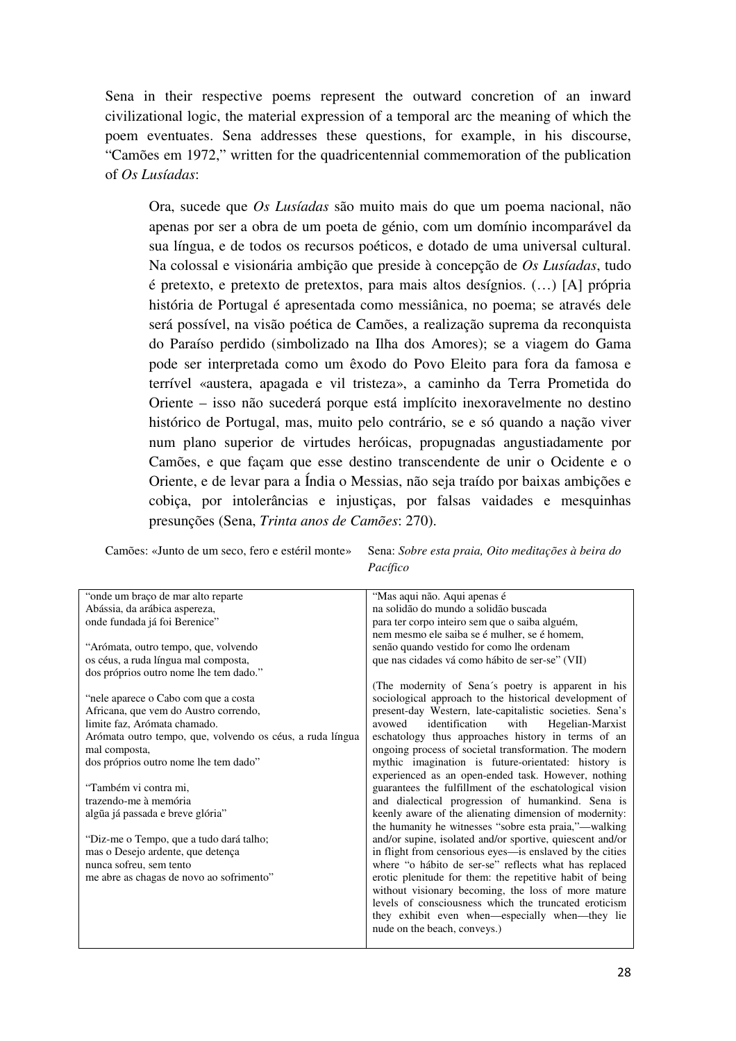Sena in their respective poems represent the outward concretion of an inward civilizational logic, the material expression of a temporal arc the meaning of which the poem eventuates. Sena addresses these questions, for example, in his discourse, "Camões em 1972," written for the quadricentennial commemoration of the publication of *Os Lusíadas*:

> Ora, sucede que *Os Lusíadas* são muito mais do que um poema nacional, não apenas por ser a obra de um poeta de génio, com um domínio incomparável da sua língua, e de todos os recursos poéticos, e dotado de uma universal cultural. Na colossal e visionária ambição que preside à concepção de *Os Lusíadas*, tudo é pretexto, e pretexto de pretextos, para mais altos desígnios. (…) [A] própria história de Portugal é apresentada como messiânica, no poema; se através dele será possível, na visão poética de Camões, a realização suprema da reconquista do Paraíso perdido (simbolizado na Ilha dos Amores); se a viagem do Gama pode ser interpretada como um êxodo do Povo Eleito para fora da famosa e terrível «austera, apagada e vil tristeza», a caminho da Terra Prometida do Oriente – isso não sucederá porque está implícito inexoravelmente no destino histórico de Portugal, mas, muito pelo contrário, se e só quando a nação viver num plano superior de virtudes heróicas, propugnadas angustiadamente por Camões, e que façam que esse destino transcendente de unir o Ocidente e o Oriente, e de levar para a Índia o Messias, não seja traído por baixas ambições e cobiça, por intolerâncias e injustiças, por falsas vaidades e mesquinhas presunções (Sena, *Trinta anos de Camões*: 270).

| Camões: «Junto de um seco, fero e estéril monte» | Sena: *Sobre esta praia, Oito meditações à beira do Pacífico* |
|---|---|
| "onde um braço de mar alto reparte<br>Abássia, da arábica aspereza,<br>onde fundada já foi Berenice"<br><br>"Arómata, outro tempo, que, volvendo<br>os céus, a ruda língua mal composta,<br>dos próprios outro nome lhe tem dado."<br><br>"nele aparece o Cabo com que a costa<br>Africana, que vem do Austro correndo,<br>limite faz, Arómata chamado.<br>Arómata outro tempo, que, volvendo os céus, a ruda língua mal composta,<br>dos próprios outro nome lhe tem dado"<br><br>"Também vi contra mi,<br>trazendo-me à memória<br>algũa já passada e breve glória"<br><br>"Diz-me o Tempo, que a tudo dará talho;<br>mas o Desejo ardente, que detença<br>nunca sofreu, sem tento<br>me abre as chagas de novo ao sofrimento" | "Mas aqui não. Aqui apenas é<br>na solidão do mundo a solidão buscada<br>para ter corpo inteiro sem que o saiba alguém,<br>nem mesmo ele saiba se é mulher, se é homem,<br>senão quando vestido for como lhe ordenam<br>que nas cidades vá como hábito de ser-se" (VII)<br><br>(The modernity of Sena´s poetry is apparent in his sociological approach to the historical development of present-day Western, late-capitalistic societies. Sena's avowed identification with Hegelian-Marxist eschatology thus approaches history in terms of an ongoing process of societal transformation. The modern mythic imagination is future-orientated: history is experienced as an open-ended task. However, nothing guarantees the fulfillment of the eschatological vision and dialectical progression of humankind. Sena is keenly aware of the alienating dimension of modernity: the humanity he witnesses "sobre esta praia,"—walking and/or supine, isolated and/or sportive, quiescent and/or in flight from censorious eyes—is enslaved by the cities where "o hábito de ser-se" reflects what has replaced erotic plenitude for them: the repetitive habit of being without visionary becoming, the loss of more mature levels of consciousness which the truncated eroticism they exhibit even when—especially when—they lie nude on the beach, conveys.) |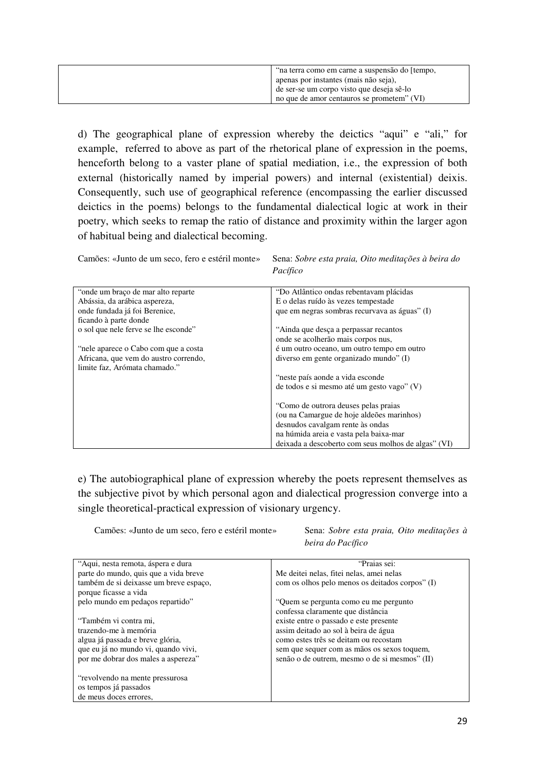| | "na terra como em carne a suspensão do [tempo,<br>apenas por instantes (mais não seja),<br>de ser-se um corpo visto que deseja sê-lo<br>no que de amor centauros se prometem" (VI) |
|---|---|

d) The geographical plane of expression whereby the deictics "aqui" e "ali," for example, referred to above as part of the rhetorical plane of expression in the poems, henceforth belong to a vaster plane of spatial mediation, i.e., the expression of both external (historically named by imperial powers) and internal (existential) deixis. Consequently, such use of geographical reference (encompassing the earlier discussed deictics in the poems) belongs to the fundamental dialectical logic at work in their poetry, which seeks to remap the ratio of distance and proximity within the larger agon of habitual being and dialectical becoming.

| Camões: «Junto de um seco, fero e estéril monte» | Sena: *Sobre esta praia, Oito meditações à beira do Pacífico* |
|---|---|
| "onde um braço de mar alto reparte<br>Abássia, da arábica aspereza,<br>onde fundada já foi Berenice,<br>ficando à parte donde<br>o sol que nele ferve se lhe esconde"<br><br>"nele aparece o Cabo com que a costa<br>Africana, que vem do austro correndo,<br>limite faz, Arómata chamado." | "Do Atlântico ondas rebentavam plácidas<br>E o delas ruído às vezes tempestade<br>que em negras sombras recurvava as águas" (I)<br><br>"Ainda que desça a perpassar recantos<br>onde se acolherão mais corpos nus,<br>é um outro oceano, um outro tempo em outro<br>diverso em gente organizado mundo" (I)<br><br>"neste país aonde a vida esconde<br>de todos e si mesmo até um gesto vago" (V)<br><br>"Como de outrora deuses pelas praias<br>(ou na Camargue de hoje aldeões marinhos)<br>desnudos cavalgam rente às ondas<br>na húmida areia e vasta pela baixa-mar<br>deixada a descoberto com seus molhos de algas" (VI) |

e) The autobiographical plane of expression whereby the poets represent themselves as the subjective pivot by which personal agon and dialectical progression converge into a single theoretical-practical expression of visionary urgency.

| Camões: «Junto de um seco, fero e estéril monte» | Sena: *Sobre esta praia, Oito meditações à beira do Pacífico* |
|---|---|
| "Aqui, nesta remota, áspera e dura<br>parte do mundo, quis que a vida breve<br>também de si deixasse um breve espaço,<br>porque ficasse a vida<br>pelo mundo em pedaços repartido"<br><br>"Também vi contra mi,<br>trazendo-me à memória<br>algua já passada e breve glória,<br>que eu já no mundo vi, quando vivi,<br>por me dobrar dos males a aspereza"<br><br>"revolvendo na mente pressurosa<br>os tempos já passados<br>de meus doces errores, | "Praias sei:<br>Me deitei nelas, fitei nelas, amei nelas<br>com os olhos pelo menos os deitados corpos" (I)<br><br>"Quem se pergunta como eu me pergunto<br>confessa claramente que distância<br>existe entre o passado e este presente<br>assim deitado ao sol à beira de água<br>como estes três se deitam ou recostam<br>sem que sequer com as mãos os sexos toquem,<br>senão o de outrem, mesmo o de si mesmos" (II) |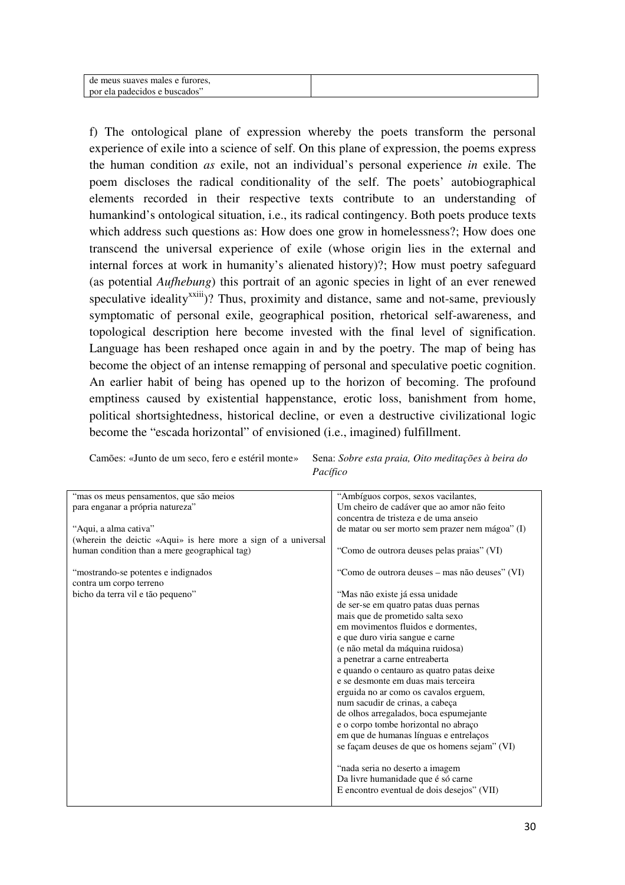| | |
|---|---|
| de meus suaves males e furores,<br>por ela padecidos e buscados" | |

f) The ontological plane of expression whereby the poets transform the personal experience of exile into a science of self. On this plane of expression, the poems express the human condition *as* exile, not an individual's personal experience *in* exile. The poem discloses the radical conditionality of the self. The poets' autobiographical elements recorded in their respective texts contribute to an understanding of humankind's ontological situation, i.e., its radical contingency. Both poets produce texts which address such questions as: How does one grow in homelessness?; How does one transcend the universal experience of exile (whose origin lies in the external and internal forces at work in humanity's alienated history)?; How must poetry safeguard (as potential *Aufhebung*) this portrait of an agonic species in light of an ever renewed speculative ideality[xxiii])? Thus, proximity and distance, same and not-same, previously symptomatic of personal exile, geographical position, rhetorical self-awareness, and topological description here become invested with the final level of signification. Language has been reshaped once again in and by the poetry. The map of being has become the object of an intense remapping of personal and speculative poetic cognition. An earlier habit of being has opened up to the horizon of becoming. The profound emptiness caused by existential happenstance, erotic loss, banishment from home, political shortsightedness, historical decline, or even a destructive civilizational logic become the "escada horizontal" of envisioned (i.e., imagined) fulfillment.

| Camões: «Junto de um seco, fero e estéril monte» | Sena: *Sobre esta praia, Oito meditações à beira do Pacífico* |
|---|---|
| "mas os meus pensamentos, que são meios<br>para enganar a própria natureza"<br><br>"Aqui, a alma cativa"<br>(wherein the deictic «Aqui» is here more a sign of a universal human condition than a mere geographical tag)<br><br>"mostrando-se potentes e indignados<br>contra um corpo terreno<br>bicho da terra vil e tão pequeno" | "Ambíguos corpos, sexos vacilantes,<br>Um cheiro de cadáver que ao amor não feito<br>concentra de tristeza e de uma anseio<br>de matar ou ser morto sem prazer nem mágoa" (I)<br><br>"Como de outrora deuses pelas praias" (VI)<br><br>"Como de outrora deuses – mas não deuses" (VI)<br><br>"Mas não existe já essa unidade<br>de ser-se em quatro patas duas pernas<br>mais que de prometido salta sexo<br>em movimentos fluidos e dormentes,<br>e que duro viria sangue e carne<br>(e não metal da máquina ruidosa)<br>a penetrar a carne entreaberta<br>e quando o centauro as quatro patas deixe<br>e se desmonte em duas mais terceira<br>erguida no ar como os cavalos erguem,<br>num sacudir de crinas, a cabeça<br>de olhos arregalados, boca espumejante<br>e o corpo tombe horizontal no abraço<br>em que de humanas línguas e entrelaços<br>se façam deuses de que os homens sejam" (VI)<br><br>"nada seria no deserto a imagem<br>Da livre humanidade que é só carne<br>E encontro eventual de dois desejos" (VII) |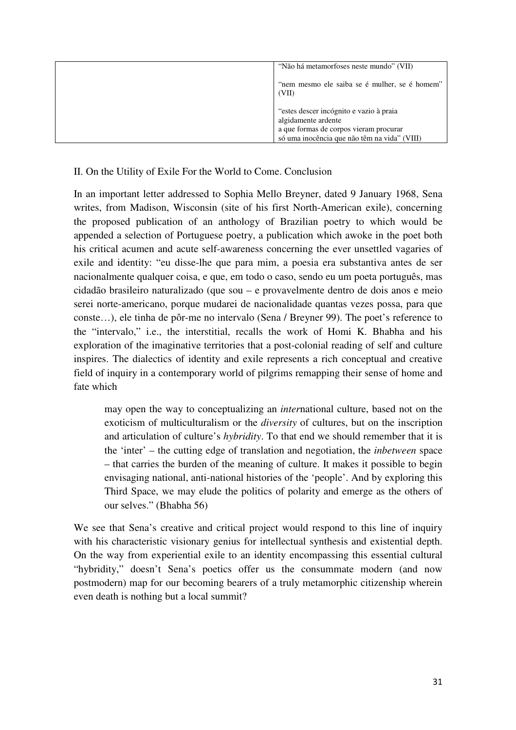| | |
|---|---|
| | "Não há metamorfoses neste mundo" (VII)<br><br>"nem mesmo ele saiba se é mulher, se é homem" (VII)<br><br>"estes descer incógnito e vazio à praia<br>algidamente ardente<br>a que formas de corpos vieram procurar<br>só uma inocência que não têm na vida" (VIII) |

II. On the Utility of Exile For the World to Come. Conclusion

In an important letter addressed to Sophia Mello Breyner, dated 9 January 1968, Sena writes, from Madison, Wisconsin (site of his first North-American exile), concerning the proposed publication of an anthology of Brazilian poetry to which would be appended a selection of Portuguese poetry, a publication which awoke in the poet both his critical acumen and acute self-awareness concerning the ever unsettled vagaries of exile and identity: "eu disse-lhe que para mim, a poesia era substantiva antes de ser nacionalmente qualquer coisa, e que, em todo o caso, sendo eu um poeta português, mas cidadão brasileiro naturalizado (que sou – e provavelmente dentro de dois anos e meio serei norte-americano, porque mudarei de nacionalidade quantas vezes possa, para que conste…), ele tinha de pôr-me no intervalo (Sena / Breyner 99). The poet's reference to the "intervalo," i.e., the interstitial, recalls the work of Homi K. Bhabha and his exploration of the imaginative territories that a post-colonial reading of self and culture inspires. The dialectics of identity and exile represents a rich conceptual and creative field of inquiry in a contemporary world of pilgrims remapping their sense of home and fate which

> may open the way to conceptualizing an *inter*national culture, based not on the exoticism of multiculturalism or the *diversity* of cultures, but on the inscription and articulation of culture's *hybridity*. To that end we should remember that it is the 'inter' – the cutting edge of translation and negotiation, the *inbetween* space – that carries the burden of the meaning of culture. It makes it possible to begin envisaging national, anti-national histories of the 'people'. And by exploring this Third Space, we may elude the politics of polarity and emerge as the others of our selves." (Bhabha 56)

We see that Sena's creative and critical project would respond to this line of inquiry with his characteristic visionary genius for intellectual synthesis and existential depth. On the way from experiential exile to an identity encompassing this essential cultural "hybridity," doesn't Sena's poetics offer us the consummate modern (and now postmodern) map for our becoming bearers of a truly metamorphic citizenship wherein even death is nothing but a local summit?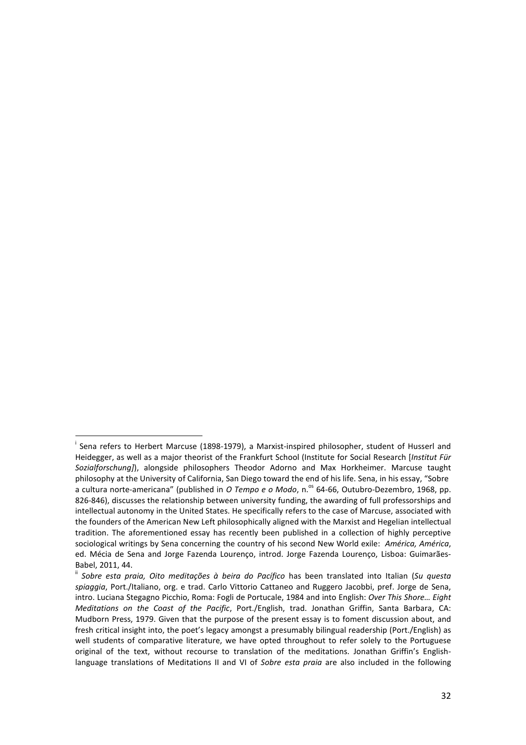[i] Sena refers to Herbert Marcuse (1898-1979), a Marxist-inspired philosopher, student of Husserl and Heidegger, as well as a major theorist of the Frankfurt School (Institute for Social Research [*Institut Für Sozialforschung]*), alongside philosophers Theodor Adorno and Max Horkheimer. Marcuse taught philosophy at the University of California, San Diego toward the end of his life. Sena, in his essay, "Sobre a cultura norte-americana" (published in *O Tempo e o Modo*, n.[os] 64-66, Outubro-Dezembro, 1968, pp. 826-846), discusses the relationship between university funding, the awarding of full professorships and intellectual autonomy in the United States. He specifically refers to the case of Marcuse, associated with the founders of the American New Left philosophically aligned with the Marxist and Hegelian intellectual tradition. The aforementioned essay has recently been published in a collection of highly perceptive sociological writings by Sena concerning the country of his second New World exile: *América, América*, ed. Mécia de Sena and Jorge Fazenda Lourenço, introd. Jorge Fazenda Lourenço, Lisboa: Guimarães-Babel, 2011, 44.

[ii] *Sobre esta praia, Oito meditações à beira do Pacífico* has been translated into Italian (*Su questa spiaggia*, Port./Italiano, org. e trad. Carlo Vittorio Cattaneo and Ruggero Jacobbi, pref. Jorge de Sena, intro. Luciana Stegagno Picchio, Roma: Fogli de Portucale, 1984 and into English: *Over This Shore… Eight Meditations on the Coast of the Pacific*, Port./English, trad. Jonathan Griffin, Santa Barbara, CA: Mudborn Press, 1979. Given that the purpose of the present essay is to foment discussion about, and fresh critical insight into, the poet's legacy amongst a presumably bilingual readership (Port./English) as well students of comparative literature, we have opted throughout to refer solely to the Portuguese original of the text, without recourse to translation of the meditations. Jonathan Griffin's English-language translations of Meditations II and VI of *Sobre esta praia* are also included in the following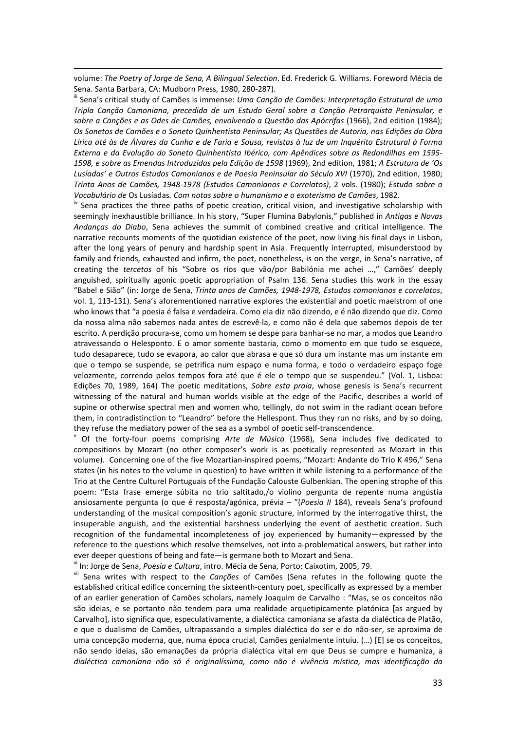volume: *The Poetry of Jorge de Sena, A Bilingual Selection*. Ed. Frederick G. Williams. Foreword Mécia de Sena. Santa Barbara, CA: Mudborn Press, 1980, 280-287).

[iii] Sena's critical study of Camões is immense: *Uma Canção de Camões: Interpretação Estrutural de uma Tripla Canção Camoniana, precedida de um Estudo Geral sobre a Canção Petrarquista Peninsular, e sobre a Canções e as Odes de Camões, envolvendo a Questão das Apócrifas* (1966), 2nd edition (1984); *Os Sonetos de Camões e o Soneto Quinhentista Peninsular; As Questões de Autoria, nas Edições da Obra Lírica até às de Álvares da Cunha e de Faria e Sousa, revistas à luz de um Inquérito Estrutural à Forma Externa e da Evolução do Soneto Quinhentista Ibérico, com Apêndices sobre as Redondilhas em 1595-1598, e sobre as Emendas Introduzidas pela Edição de 1598* (1969), 2nd edition, 1981; *A Estrutura de 'Os Lusíadas' e Outros Estudos Camonianos e de Poesia Peninsular do Século XVI* (1970), 2nd edition, 1980; *Trinta Anos de Camões, 1948-1978 (Estudos Camonianos e Correlatos)*, 2 vols. (1980); *Estudo sobre o Vocabulário de* Os Lusíadas*. Com notas sobre o humanismo e o exoterismo de Camões*, 1982.

[iv] Sena practices the three paths of poetic creation, critical vision, and investigative scholarship with seemingly inexhaustible brilliance. In his story, "Super Flumina Babylonis," published in *Antigas e Novas Andanças do Diabo*, Sena achieves the summit of combined creative and critical intelligence. The narrative recounts moments of the quotidian existence of the poet, now living his final days in Lisbon, after the long years of penury and hardship spent in Asia. Frequently interrupted, misunderstood by family and friends, exhausted and infirm, the poet, nonetheless, is on the verge, in Sena's narrative, of creating the *tercetos* of his "Sobre os rios que vão/por Babilónia me achei …," Camões' deeply anguished, spiritually agonic poetic appropriation of Psalm 136. Sena studies this work in the essay "Babel e Sião" (in: Jorge de Sena, *Trinta anos de Camões, 1948-1978, Estudos camonianos e correlatos*, vol. 1, 113-131). Sena's aforementioned narrative explores the existential and poetic maelstrom of one who knows that "a poesia é falsa e verdadeira. Como ela diz não dizendo, e é não dizendo que diz. Como da nossa alma não sabemos nada antes de escrevê-la, e como não é dela que sabemos depois de ter escrito. A perdição procura-se, como um homem se despe para banhar-se no mar, a modos que Leandro atravessando o Helesponto. E o amor somente bastaria, como o momento em que tudo se esquece, tudo desaparece, tudo se evapora, ao calor que abrasa e que só dura um instante mas um instante em que o tempo se suspende, se petrifica num espaço e numa forma, e todo o verdadeiro espaço foge velozmente, correndo pelos tempos fora até que é ele o tempo que se suspendeu." (Vol. 1, Lisboa: Edições 70, 1989, 164) The poetic meditations, *Sobre esta praia*, whose genesis is Sena's recurrent witnessing of the natural and human worlds visible at the edge of the Pacific, describes a world of supine or otherwise spectral men and women who, tellingly, do not swim in the radiant ocean before them, in contradistinction to "Leandro" before the Hellespont. Thus they run no risks, and by so doing, they refuse the mediatory power of the sea as a symbol of poetic self-transcendence.

[v] Of the forty-four poems comprising *Arte de Música* (1968), Sena includes five dedicated to compositions by Mozart (no other composer's work is as poetically represented as Mozart in this volume). Concerning one of the five Mozartian-inspired poems, "Mozart: Andante do Trio K 496," Sena states (in his notes to the volume in question) to have written it while listening to a performance of the Trio at the Centre Culturel Portuguais of the Fundação Calouste Gulbenkian. The opening strophe of this poem: "Esta frase emerge súbita no trio saltitado,/o violino pergunta de repente numa angústia ansiosamente pergunta (o que é resposta/agónica, prévia – "(*Poesia II* 184), reveals Sena's profound understanding of the musical composition's agonic structure, informed by the interrogative thirst, the insuperable anguish, and the existential harshness underlying the event of aesthetic creation. Such recognition of the fundamental incompleteness of joy experienced by humanity—expressed by the reference to the questions which resolve themselves, not into a-problematical answers, but rather into ever deeper questions of being and fate—is germane both to Mozart and Sena.

[vi] In: Jorge de Sena, *Poesia e Cultura*, intro. Mécia de Sena, Porto: Caixotim, 2005, 79.

[vii] Sena writes with respect to the *Canções* of Camões (Sena refutes in the following quote the established critical edifice concerning the sixteenth-century poet, specifically as expressed by a member of an earlier generation of Camões scholars, namely Joaquim de Carvalho : "Mas, se os conceitos não são ideias, e se portanto não tendem para uma realidade arquetipicamente platónica [as argued by Carvalho], isto significa que, especulativamente, a dialéctica camoniana se afasta da dialéctica de Platão, e que o dualismo de Camões, ultrapassando a simples dialéctica do ser e do não-ser, se aproxima de uma concepção moderna, que, numa época crucial, Camões genialmente intuiu. (…) [E] se os conceitos, não sendo ideias, são emanações da própria dialéctica vital em que Deus se cumpre e humaniza, a *dialéctica camoniana não só é originalíssima, como não é vivência mística, mas identificação da*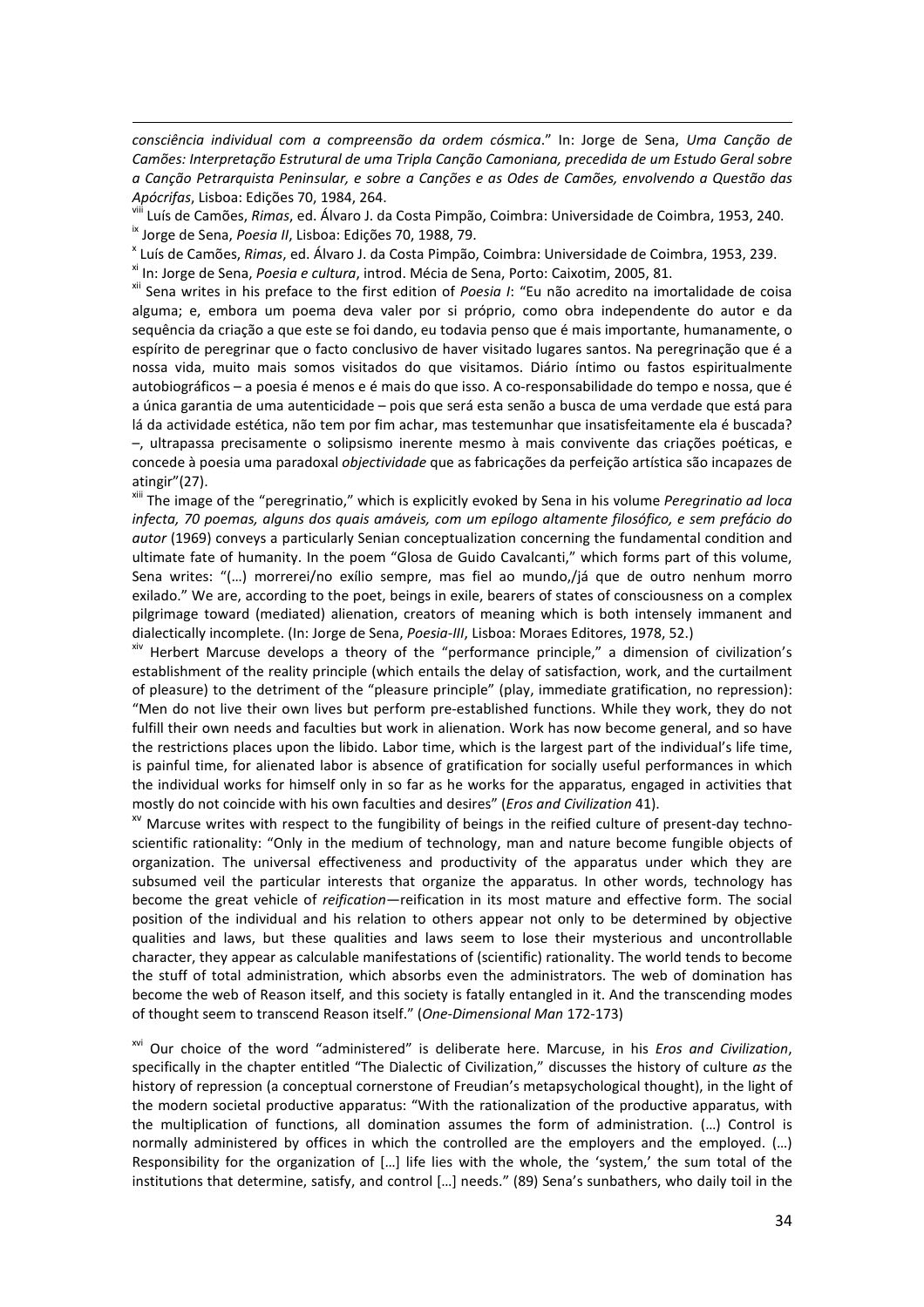*consciência individual com a compreensão da ordem cósmica*." In: Jorge de Sena, *Uma Canção de Camões: Interpretação Estrutural de uma Tripla Canção Camoniana, precedida de um Estudo Geral sobre a Canção Petrarquista Peninsular, e sobre a Canções e as Odes de Camões, envolvendo a Questão das Apócrifas*, Lisboa: Edições 70, 1984, 264.

[viii] Luís de Camões, *Rimas*, ed. Álvaro J. da Costa Pimpão, Coimbra: Universidade de Coimbra, 1953, 240.

[ix] Jorge de Sena, *Poesia II*, Lisboa: Edições 70, 1988, 79.

[x] Luís de Camões, *Rimas*, ed. Álvaro J. da Costa Pimpão, Coimbra: Universidade de Coimbra, 1953, 239.

[xi] In: Jorge de Sena, *Poesia e cultura*, introd. Mécia de Sena, Porto: Caixotim, 2005, 81.

[xii] Sena writes in his preface to the first edition of *Poesia I*: "Eu não acredito na imortalidade de coisa alguma; e, embora um poema deva valer por si próprio, como obra independente do autor e da sequência da criação a que este se foi dando, eu todavia penso que é mais importante, humanamente, o espírito de peregrinar que o facto conclusivo de haver visitado lugares santos. Na peregrinação que é a nossa vida, muito mais somos visitados do que visitamos. Diário íntimo ou fastos espiritualmente autobiográficos – a poesia é menos e é mais do que isso. A co-responsabilidade do tempo e nossa, que é a única garantia de uma autenticidade – pois que será esta senão a busca de uma verdade que está para lá da actividade estética, não tem por fim achar, mas testemunhar que insatisfeitamente ela é buscada? –, ultrapassa precisamente o solipsismo inerente mesmo à mais convivente das criações poéticas, e concede à poesia uma paradoxal *objectividade* que as fabricações da perfeição artística são incapazes de atingir"(27).

[xiii] The image of the "peregrinatio," which is explicitly evoked by Sena in his volume *Peregrinatio ad loca infecta, 70 poemas, alguns dos quais amáveis, com um epílogo altamente filosófico, e sem prefácio do autor* (1969) conveys a particularly Senian conceptualization concerning the fundamental condition and ultimate fate of humanity. In the poem "Glosa de Guido Cavalcanti," which forms part of this volume, Sena writes: "(…) morrerei/no exílio sempre, mas fiel ao mundo,/já que de outro nenhum morro exilado." We are, according to the poet, beings in exile, bearers of states of consciousness on a complex pilgrimage toward (mediated) alienation, creators of meaning which is both intensely immanent and dialectically incomplete. (In: Jorge de Sena, *Poesia-III*, Lisboa: Moraes Editores, 1978, 52.)

[xiv] Herbert Marcuse develops a theory of the "performance principle," a dimension of civilization's establishment of the reality principle (which entails the delay of satisfaction, work, and the curtailment of pleasure) to the detriment of the "pleasure principle" (play, immediate gratification, no repression): "Men do not live their own lives but perform pre-established functions. While they work, they do not fulfill their own needs and faculties but work in alienation. Work has now become general, and so have the restrictions places upon the libido. Labor time, which is the largest part of the individual's life time, is painful time, for alienated labor is absence of gratification for socially useful performances in which the individual works for himself only in so far as he works for the apparatus, engaged in activities that mostly do not coincide with his own faculties and desires" (*Eros and Civilization* 41).

[xv] Marcuse writes with respect to the fungibility of beings in the reified culture of present-day techno-scientific rationality: "Only in the medium of technology, man and nature become fungible objects of organization. The universal effectiveness and productivity of the apparatus under which they are subsumed veil the particular interests that organize the apparatus. In other words, technology has become the great vehicle of *reification*—reification in its most mature and effective form. The social position of the individual and his relation to others appear not only to be determined by objective qualities and laws, but these qualities and laws seem to lose their mysterious and uncontrollable character, they appear as calculable manifestations of (scientific) rationality. The world tends to become the stuff of total administration, which absorbs even the administrators. The web of domination has become the web of Reason itself, and this society is fatally entangled in it. And the transcending modes of thought seem to transcend Reason itself." (*One-Dimensional Man* 172-173)

[xvi] Our choice of the word "administered" is deliberate here. Marcuse, in his *Eros and Civilization*, specifically in the chapter entitled "The Dialectic of Civilization," discusses the history of culture *as* the history of repression (a conceptual cornerstone of Freudian's metapsychological thought), in the light of the modern societal productive apparatus: "With the rationalization of the productive apparatus, with the multiplication of functions, all domination assumes the form of administration. (…) Control is normally administered by offices in which the controlled are the employers and the employed. (…) Responsibility for the organization of […] life lies with the whole, the 'system,' the sum total of the institutions that determine, satisfy, and control […] needs." (89) Sena's sunbathers, who daily toil in the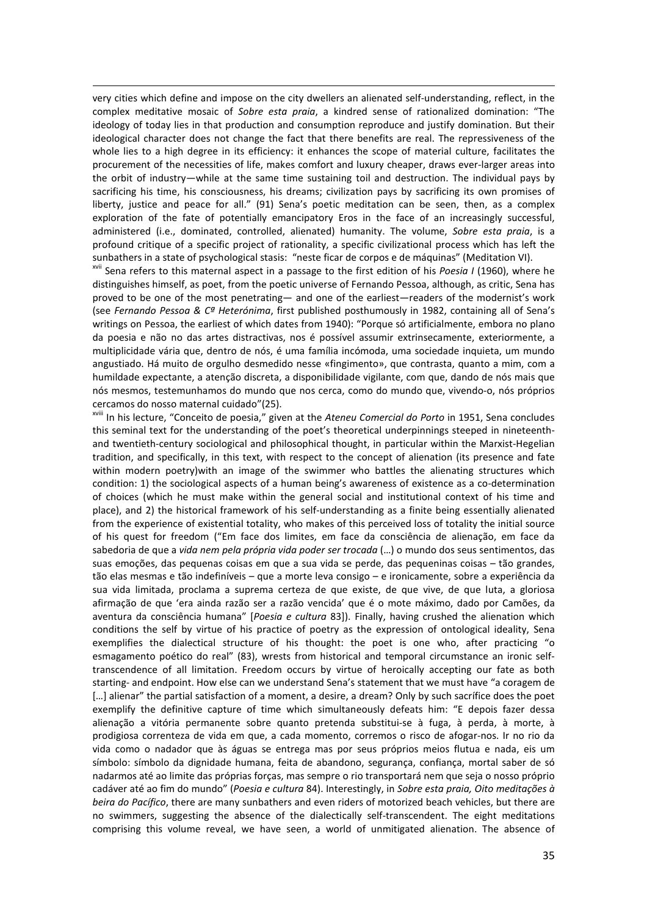very cities which define and impose on the city dwellers an alienated self-understanding, reflect, in the complex meditative mosaic of *Sobre esta praia*, a kindred sense of rationalized domination: "The ideology of today lies in that production and consumption reproduce and justify domination. But their ideological character does not change the fact that there benefits are real. The repressiveness of the whole lies to a high degree in its efficiency: it enhances the scope of material culture, facilitates the procurement of the necessities of life, makes comfort and luxury cheaper, draws ever-larger areas into the orbit of industry—while at the same time sustaining toil and destruction. The individual pays by sacrificing his time, his consciousness, his dreams; civilization pays by sacrificing its own promises of liberty, justice and peace for all." (91) Sena's poetic meditation can be seen, then, as a complex exploration of the fate of potentially emancipatory Eros in the face of an increasingly successful, administered (i.e., dominated, controlled, alienated) humanity. The volume, *Sobre esta praia*, is a profound critique of a specific project of rationality, a specific civilizational process which has left the sunbathers in a state of psychological stasis: "neste ficar de corpos e de máquinas" (Meditation VI).

[xvii] Sena refers to this maternal aspect in a passage to the first edition of his *Poesia I* (1960), where he distinguishes himself, as poet, from the poetic universe of Fernando Pessoa, although, as critic, Sena has proved to be one of the most penetrating— and one of the earliest—readers of the modernist's work (see *Fernando Pessoa & Cª Heterónima*, first published posthumously in 1982, containing all of Sena's writings on Pessoa, the earliest of which dates from 1940): "Porque só artificialmente, embora no plano da poesia e não no das artes distractivas, nos é possível assumir extrinsecamente, exteriormente, a multiplicidade vária que, dentro de nós, é uma família incómoda, uma sociedade inquieta, um mundo angustiado. Há muito de orgulho desmedido nesse «fingimento», que contrasta, quanto a mim, com a humildade expectante, a atenção discreta, a disponibilidade vigilante, com que, dando de nós mais que nós mesmos, testemunhamos do mundo que nos cerca, como do mundo que, vivendo-o, nós próprios cercamos do nosso maternal cuidado"(25).

[xviii] In his lecture, "Conceito de poesia," given at the *Ateneu Comercial do Porto* in 1951, Sena concludes this seminal text for the understanding of the poet's theoretical underpinnings steeped in nineteenth- and twentieth-century sociological and philosophical thought, in particular within the Marxist-Hegelian tradition, and specifically, in this text, with respect to the concept of alienation (its presence and fate within modern poetry)with an image of the swimmer who battles the alienating structures which condition: 1) the sociological aspects of a human being's awareness of existence as a co-determination of choices (which he must make within the general social and institutional context of his time and place), and 2) the historical framework of his self-understanding as a finite being essentially alienated from the experience of existential totality, who makes of this perceived loss of totality the initial source of his quest for freedom ("Em face dos limites, em face da consciência de alienação, em face da sabedoria de que a *vida nem pela própria vida poder ser trocada* (…) o mundo dos seus sentimentos, das suas emoções, das pequenas coisas em que a sua vida se perde, das pequeninas coisas – tão grandes, tão elas mesmas e tão indefiníveis – que a morte leva consigo – e ironicamente, sobre a experiência da sua vida limitada, proclama a suprema certeza de que existe, de que vive, de que luta, a gloriosa afirmação de que 'era ainda razão ser a razão vencida' que é o mote máximo, dado por Camões, da aventura da consciência humana" [*Poesia e cultura* 83]). Finally, having crushed the alienation which conditions the self by virtue of his practice of poetry as the expression of ontological ideality, Sena exemplifies the dialectical structure of his thought: the poet is one who, after practicing "o esmagamento poético do real" (83), wrests from historical and temporal circumstance an ironic self-transcendence of all limitation. Freedom occurs by virtue of heroically accepting our fate as both starting- and endpoint. How else can we understand Sena's statement that we must have "a coragem de […] alienar" the partial satisfaction of a moment, a desire, a dream? Only by such sacrifice does the poet exemplify the definitive capture of time which simultaneously defeats him: "E depois fazer dessa alienação a vitória permanente sobre quanto pretenda substitui-se à fuga, à perda, à morte, à prodigiosa correnteza de vida em que, a cada momento, corremos o risco de afogar-nos. Ir no rio da vida como o nadador que às águas se entrega mas por seus próprios meios flutua e nada, eis um símbolo: símbolo da dignidade humana, feita de abandono, segurança, confiança, mortal saber de só nadarmos até ao limite das próprias forças, mas sempre o rio transportará nem que seja o nosso próprio cadáver até ao fim do mundo" (*Poesia e cultura* 84). Interestingly, in *Sobre esta praia, Oito meditações à beira do Pacífico*, there are many sunbathers and even riders of motorized beach vehicles, but there are no swimmers, suggesting the absence of the dialectically self-transcendent. The eight meditations comprising this volume reveal, we have seen, a world of unmitigated alienation. The absence of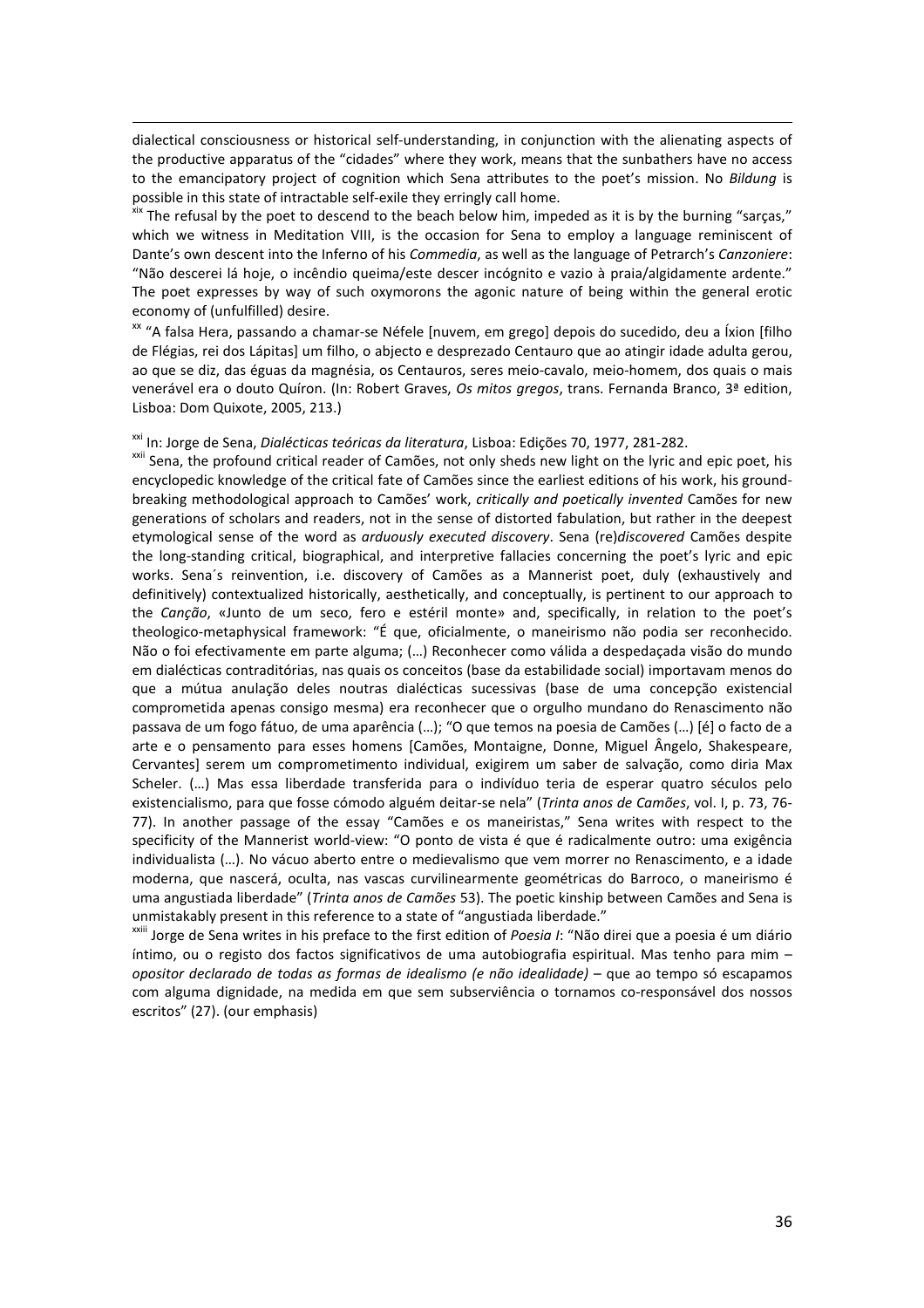dialectical consciousness or historical self-understanding, in conjunction with the alienating aspects of the productive apparatus of the "cidades" where they work, means that the sunbathers have no access to the emancipatory project of cognition which Sena attributes to the poet's mission. No *Bildung* is possible in this state of intractable self-exile they erringly call home.

[xix] The refusal by the poet to descend to the beach below him, impeded as it is by the burning "sarças," which we witness in Meditation VIII, is the occasion for Sena to employ a language reminiscent of Dante's own descent into the Inferno of his *Commedia*, as well as the language of Petrarch's *Canzoniere*: "Não descerei lá hoje, o incêndio queima/este descer incógnito e vazio à praia/algidamente ardente." The poet expresses by way of such oxymorons the agonic nature of being within the general erotic economy of (unfulfilled) desire.

[xx] "A falsa Hera, passando a chamar-se Néfele [nuvem, em grego] depois do sucedido, deu a Íxion [filho de Flégias, rei dos Lápitas] um filho, o abjecto e desprezado Centauro que ao atingir idade adulta gerou, ao que se diz, das éguas da magnésia, os Centauros, seres meio-cavalo, meio-homem, dos quais o mais venerável era o douto Quíron. (In: Robert Graves, *Os mitos gregos*, trans. Fernanda Branco, 3ª edition, Lisboa: Dom Quixote, 2005, 213.)

[xxi] In: Jorge de Sena, *Dialécticas teóricas da literatura*, Lisboa: Edições 70, 1977, 281-282.

[xxii] Sena, the profound critical reader of Camões, not only sheds new light on the lyric and epic poet, his encyclopedic knowledge of the critical fate of Camões since the earliest editions of his work, his ground-breaking methodological approach to Camões' work, *critically and poetically invented* Camões for new generations of scholars and readers, not in the sense of distorted fabulation, but rather in the deepest etymological sense of the word as *arduously executed discovery*. Sena (re)*discovered* Camões despite the long-standing critical, biographical, and interpretive fallacies concerning the poet's lyric and epic works. Sena´s reinvention, i.e. discovery of Camões as a Mannerist poet, duly (exhaustively and definitively) contextualized historically, aesthetically, and conceptually, is pertinent to our approach to the *Canção*, «Junto de um seco, fero e estéril monte» and, specifically, in relation to the poet's theologico-metaphysical framework: "É que, oficialmente, o maneirismo não podia ser reconhecido. Não o foi efectivamente em parte alguma; (…) Reconhecer como válida a despedaçada visão do mundo em dialécticas contraditórias, nas quais os conceitos (base da estabilidade social) importavam menos do que a mútua anulação deles noutras dialécticas sucessivas (base de uma concepção existencial comprometida apenas consigo mesma) era reconhecer que o orgulho mundano do Renascimento não passava de um fogo fátuo, de uma aparência (…); "O que temos na poesia de Camões (…) [é] o facto de a arte e o pensamento para esses homens [Camões, Montaigne, Donne, Miguel Ângelo, Shakespeare, Cervantes] serem um comprometimento individual, exigirem um saber de salvação, como diria Max Scheler. (…) Mas essa liberdade transferida para o indivíduo teria de esperar quatro séculos pelo existencialismo, para que fosse cómodo alguém deitar-se nela" (*Trinta anos de Camões*, vol. I, p. 73, 76-77). In another passage of the essay "Camões e os maneiristas," Sena writes with respect to the specificity of the Mannerist world-view: "O ponto de vista é que é radicalmente outro: uma exigência individualista (…). No vácuo aberto entre o medievalismo que vem morrer no Renascimento, e a idade moderna, que nascerá, oculta, nas vascas curvilinearmente geométricas do Barroco, o maneirismo é uma angustiada liberdade" (*Trinta anos de Camões* 53). The poetic kinship between Camões and Sena is unmistakably present in this reference to a state of "angustiada liberdade."

[xxiii] Jorge de Sena writes in his preface to the first edition of *Poesia I*: "Não direi que a poesia é um diário íntimo, ou o registo dos factos significativos de uma autobiografia espiritual. Mas tenho para mim – *opositor declarado de todas as formas de idealismo (e não idealidade)* – que ao tempo só escapamos com alguma dignidade, na medida em que sem subserviência o tornamos co-responsável dos nossos escritos" (27). (our emphasis)